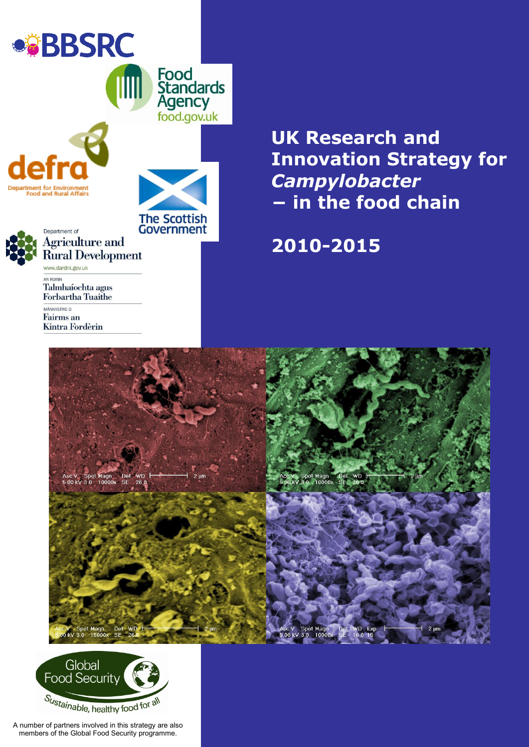# UK Research and Innovation Strategy for *Campylobacter* – in the food chain

## 2010-2015

A number of partners involved in this strategy are also members of the Global Food Security programme.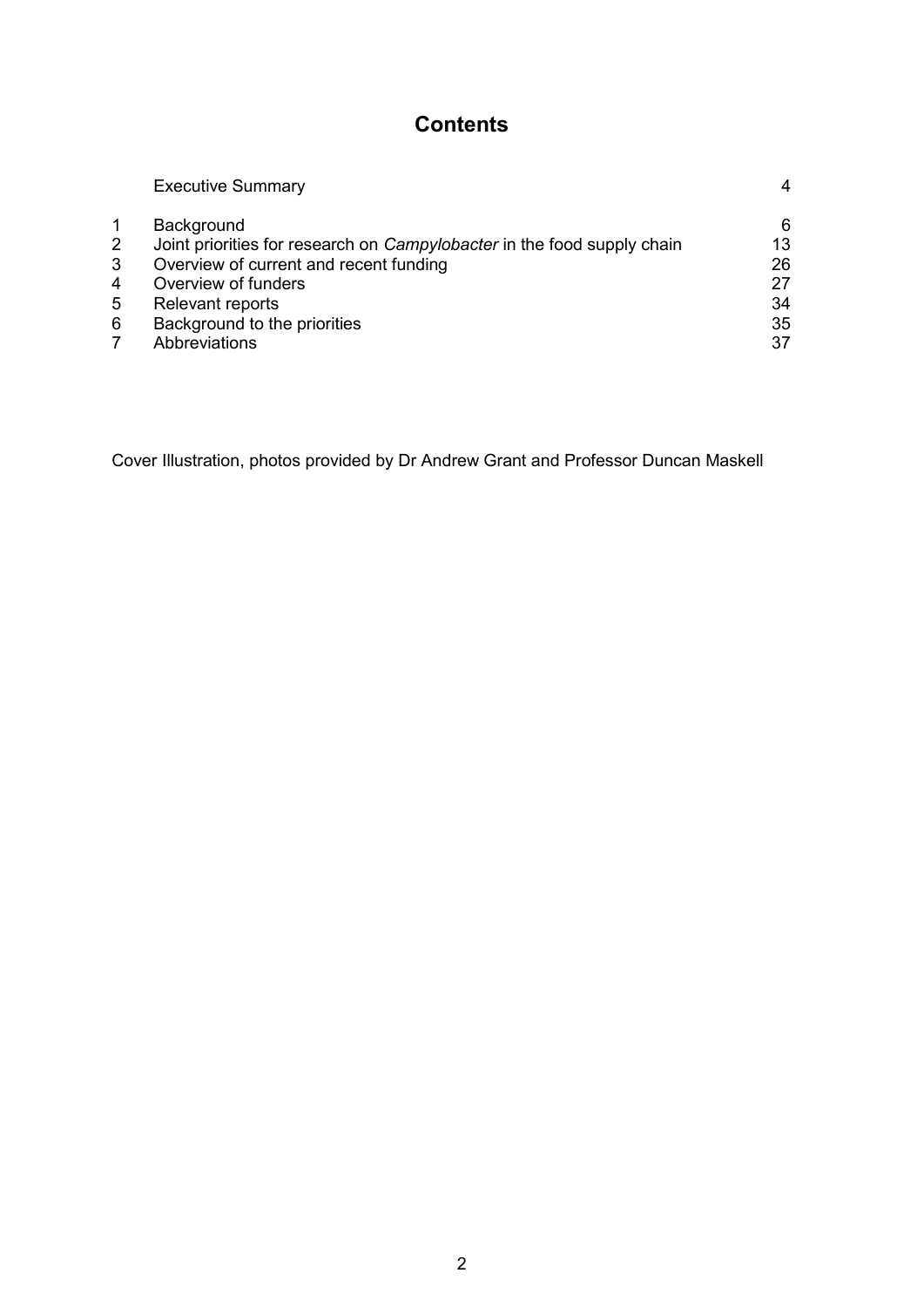# Contents

| | | |
|---|---|---|
| | Executive Summary | 4 |
| 1 | Background | 6 |
| 2 | Joint priorities for research on *Campylobacter* in the food supply chain | 13 |
| 3 | Overview of current and recent funding | 26 |
| 4 | Overview of funders | 27 |
| 5 | Relevant reports | 34 |
| 6 | Background to the priorities | 35 |
| 7 | Abbreviations | 37 |

Cover Illustration, photos provided by Dr Andrew Grant and Professor Duncan Maskell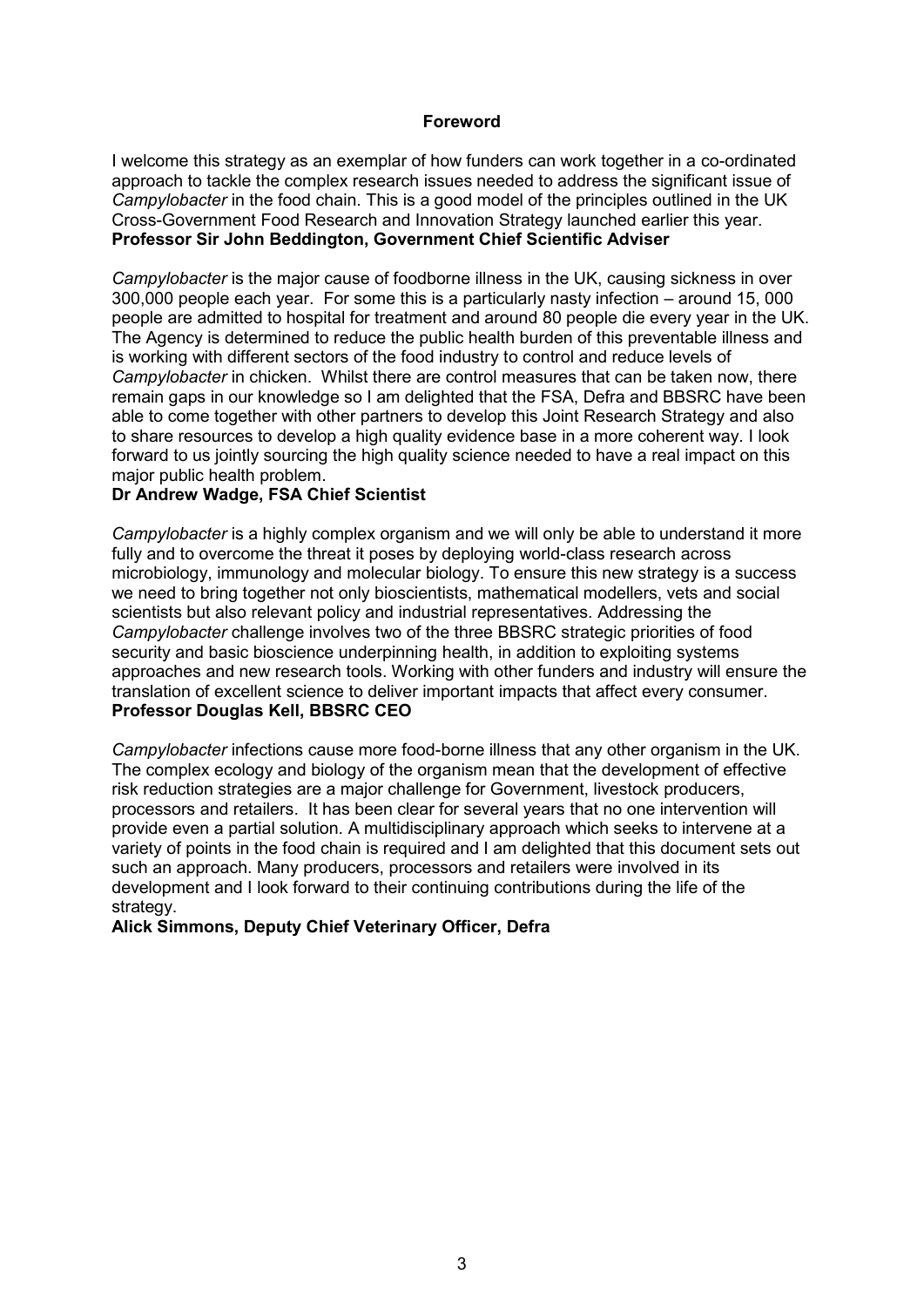## Foreword

I welcome this strategy as an exemplar of how funders can work together in a co-ordinated approach to tackle the complex research issues needed to address the significant issue of *Campylobacter* in the food chain. This is a good model of the principles outlined in the UK Cross-Government Food Research and Innovation Strategy launched earlier this year.
**Professor Sir John Beddington, Government Chief Scientific Adviser**

*Campylobacter* is the major cause of foodborne illness in the UK, causing sickness in over 300,000 people each year. For some this is a particularly nasty infection – around 15, 000 people are admitted to hospital for treatment and around 80 people die every year in the UK. The Agency is determined to reduce the public health burden of this preventable illness and is working with different sectors of the food industry to control and reduce levels of *Campylobacter* in chicken. Whilst there are control measures that can be taken now, there remain gaps in our knowledge so I am delighted that the FSA, Defra and BBSRC have been able to come together with other partners to develop this Joint Research Strategy and also to share resources to develop a high quality evidence base in a more coherent way. I look forward to us jointly sourcing the high quality science needed to have a real impact on this major public health problem.
**Dr Andrew Wadge, FSA Chief Scientist**

*Campylobacter* is a highly complex organism and we will only be able to understand it more fully and to overcome the threat it poses by deploying world-class research across microbiology, immunology and molecular biology. To ensure this new strategy is a success we need to bring together not only bioscientists, mathematical modellers, vets and social scientists but also relevant policy and industrial representatives. Addressing the *Campylobacter* challenge involves two of the three BBSRC strategic priorities of food security and basic bioscience underpinning health, in addition to exploiting systems approaches and new research tools. Working with other funders and industry will ensure the translation of excellent science to deliver important impacts that affect every consumer.
**Professor Douglas Kell, BBSRC CEO**

*Campylobacter* infections cause more food-borne illness that any other organism in the UK. The complex ecology and biology of the organism mean that the development of effective risk reduction strategies are a major challenge for Government, livestock producers, processors and retailers. It has been clear for several years that no one intervention will provide even a partial solution. A multidisciplinary approach which seeks to intervene at a variety of points in the food chain is required and I am delighted that this document sets out such an approach. Many producers, processors and retailers were involved in its development and I look forward to their continuing contributions during the life of the strategy.
**Alick Simmons, Deputy Chief Veterinary Officer, Defra**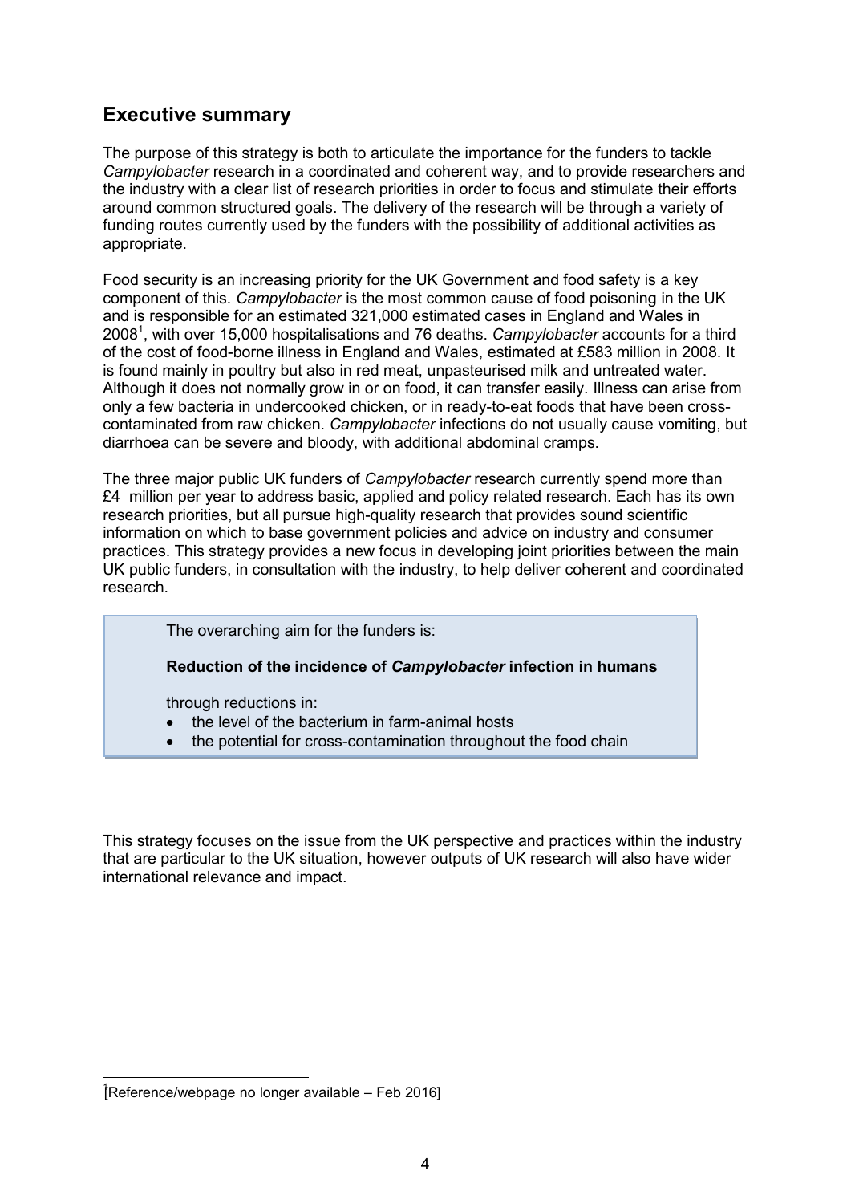## Executive summary

The purpose of this strategy is both to articulate the importance for the funders to tackle *Campylobacter* research in a coordinated and coherent way, and to provide researchers and the industry with a clear list of research priorities in order to focus and stimulate their efforts around common structured goals. The delivery of the research will be through a variety of funding routes currently used by the funders with the possibility of additional activities as appropriate.

Food security is an increasing priority for the UK Government and food safety is a key component of this. *Campylobacter* is the most common cause of food poisoning in the UK and is responsible for an estimated 321,000 estimated cases in England and Wales in 2008[1], with over 15,000 hospitalisations and 76 deaths. *Campylobacter* accounts for a third of the cost of food-borne illness in England and Wales, estimated at £583 million in 2008. It is found mainly in poultry but also in red meat, unpasteurised milk and untreated water. Although it does not normally grow in or on food, it can transfer easily. Illness can arise from only a few bacteria in undercooked chicken, or in ready-to-eat foods that have been cross-contaminated from raw chicken. *Campylobacter* infections do not usually cause vomiting, but diarrhoea can be severe and bloody, with additional abdominal cramps.

The three major public UK funders of *Campylobacter* research currently spend more than £4 million per year to address basic, applied and policy related research. Each has its own research priorities, but all pursue high-quality research that provides sound scientific information on which to base government policies and advice on industry and consumer practices. This strategy provides a new focus in developing joint priorities between the main UK public funders, in consultation with the industry, to help deliver coherent and coordinated research.

> The overarching aim for the funders is:
>
> **Reduction of the incidence of *Campylobacter* infection in humans**
>
> through reductions in:
>
> - the level of the bacterium in farm-animal hosts
> - the potential for cross-contamination throughout the food chain

This strategy focuses on the issue from the UK perspective and practices within the industry that are particular to the UK situation, however outputs of UK research will also have wider international relevance and impact.

---

[1] [Reference/webpage no longer available – Feb 2016]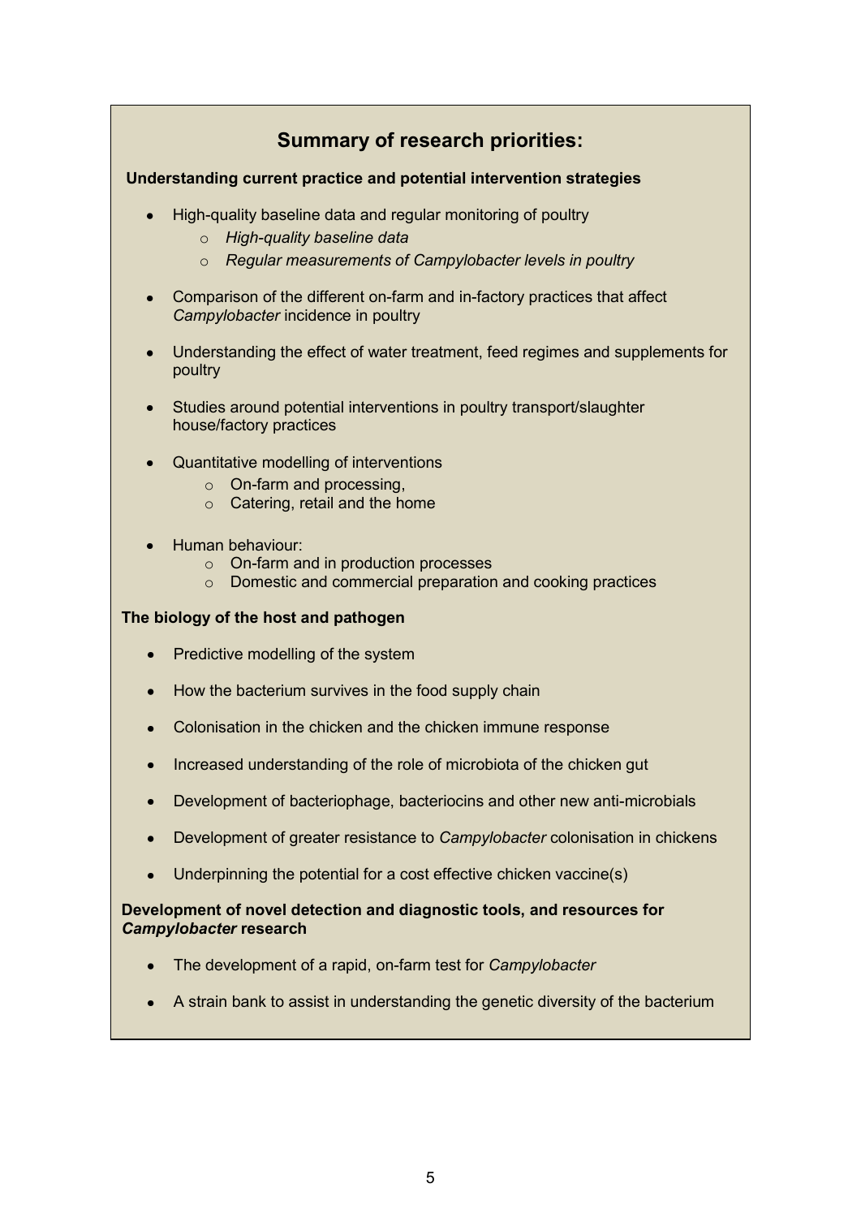## Summary of research priorities:

**Understanding current practice and potential intervention strategies**

- High-quality baseline data and regular monitoring of poultry
  - *High-quality baseline data*
  - *Regular measurements of Campylobacter levels in poultry*
- Comparison of the different on-farm and in-factory practices that affect *Campylobacter* incidence in poultry
- Understanding the effect of water treatment, feed regimes and supplements for poultry
- Studies around potential interventions in poultry transport/slaughter house/factory practices
- Quantitative modelling of interventions
  - On-farm and processing,
  - Catering, retail and the home
- Human behaviour:
  - On-farm and in production processes
  - Domestic and commercial preparation and cooking practices

**The biology of the host and pathogen**

- Predictive modelling of the system
- How the bacterium survives in the food supply chain
- Colonisation in the chicken and the chicken immune response
- Increased understanding of the role of microbiota of the chicken gut
- Development of bacteriophage, bacteriocins and other new anti-microbials
- Development of greater resistance to *Campylobacter* colonisation in chickens
- Underpinning the potential for a cost effective chicken vaccine(s)

**Development of novel detection and diagnostic tools, and resources for *Campylobacter* research**

- The development of a rapid, on-farm test for *Campylobacter*
- A strain bank to assist in understanding the genetic diversity of the bacterium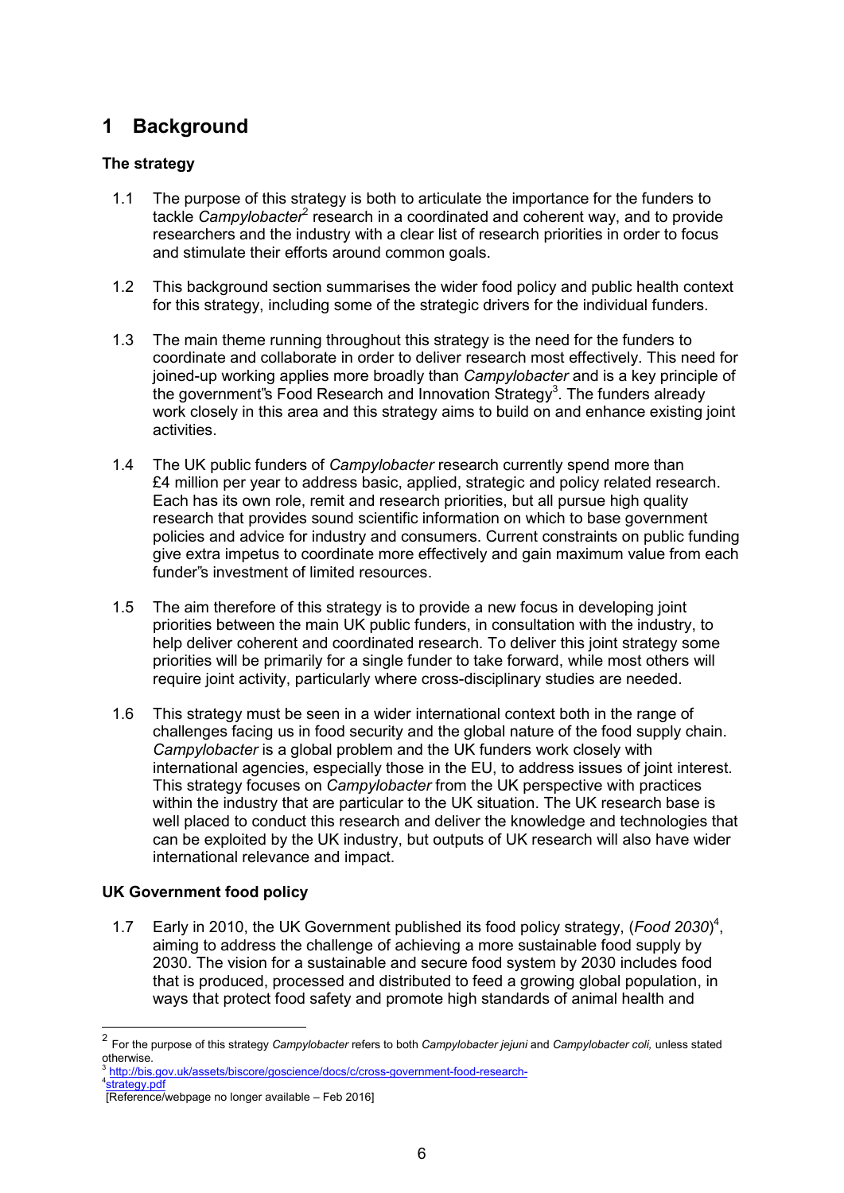# 1 Background

### The strategy

1.1 The purpose of this strategy is both to articulate the importance for the funders to tackle *Campylobacter*[2] research in a coordinated and coherent way, and to provide researchers and the industry with a clear list of research priorities in order to focus and stimulate their efforts around common goals.

1.2 This background section summarises the wider food policy and public health context for this strategy, including some of the strategic drivers for the individual funders.

1.3 The main theme running throughout this strategy is the need for the funders to coordinate and collaborate in order to deliver research most effectively. This need for joined-up working applies more broadly than *Campylobacter* and is a key principle of the government"s Food Research and Innovation Strategy[3]. The funders already work closely in this area and this strategy aims to build on and enhance existing joint activities.

1.4 The UK public funders of *Campylobacter* research currently spend more than £4 million per year to address basic, applied, strategic and policy related research. Each has its own role, remit and research priorities, but all pursue high quality research that provides sound scientific information on which to base government policies and advice for industry and consumers. Current constraints on public funding give extra impetus to coordinate more effectively and gain maximum value from each funder"s investment of limited resources.

1.5 The aim therefore of this strategy is to provide a new focus in developing joint priorities between the main UK public funders, in consultation with the industry, to help deliver coherent and coordinated research. To deliver this joint strategy some priorities will be primarily for a single funder to take forward, while most others will require joint activity, particularly where cross-disciplinary studies are needed.

1.6 This strategy must be seen in a wider international context both in the range of challenges facing us in food security and the global nature of the food supply chain. *Campylobacter* is a global problem and the UK funders work closely with international agencies, especially those in the EU, to address issues of joint interest. This strategy focuses on *Campylobacter* from the UK perspective with practices within the industry that are particular to the UK situation. The UK research base is well placed to conduct this research and deliver the knowledge and technologies that can be exploited by the UK industry, but outputs of UK research will also have wider international relevance and impact.

### UK Government food policy

1.7 Early in 2010, the UK Government published its food policy strategy, (*Food 2030*)[4], aiming to address the challenge of achieving a more sustainable food supply by 2030. The vision for a sustainable and secure food system by 2030 includes food that is produced, processed and distributed to feed a growing global population, in ways that protect food safety and promote high standards of animal health and

---

[2] For the purpose of this strategy *Campylobacter* refers to both *Campylobacter jejuni* and *Campylobacter coli,* unless stated otherwise.

[3] http://bis.gov.uk/assets/biscore/goscience/docs/c/cross-government-food-research-

[4]strategy.pdf

[Reference/webpage no longer available – Feb 2016]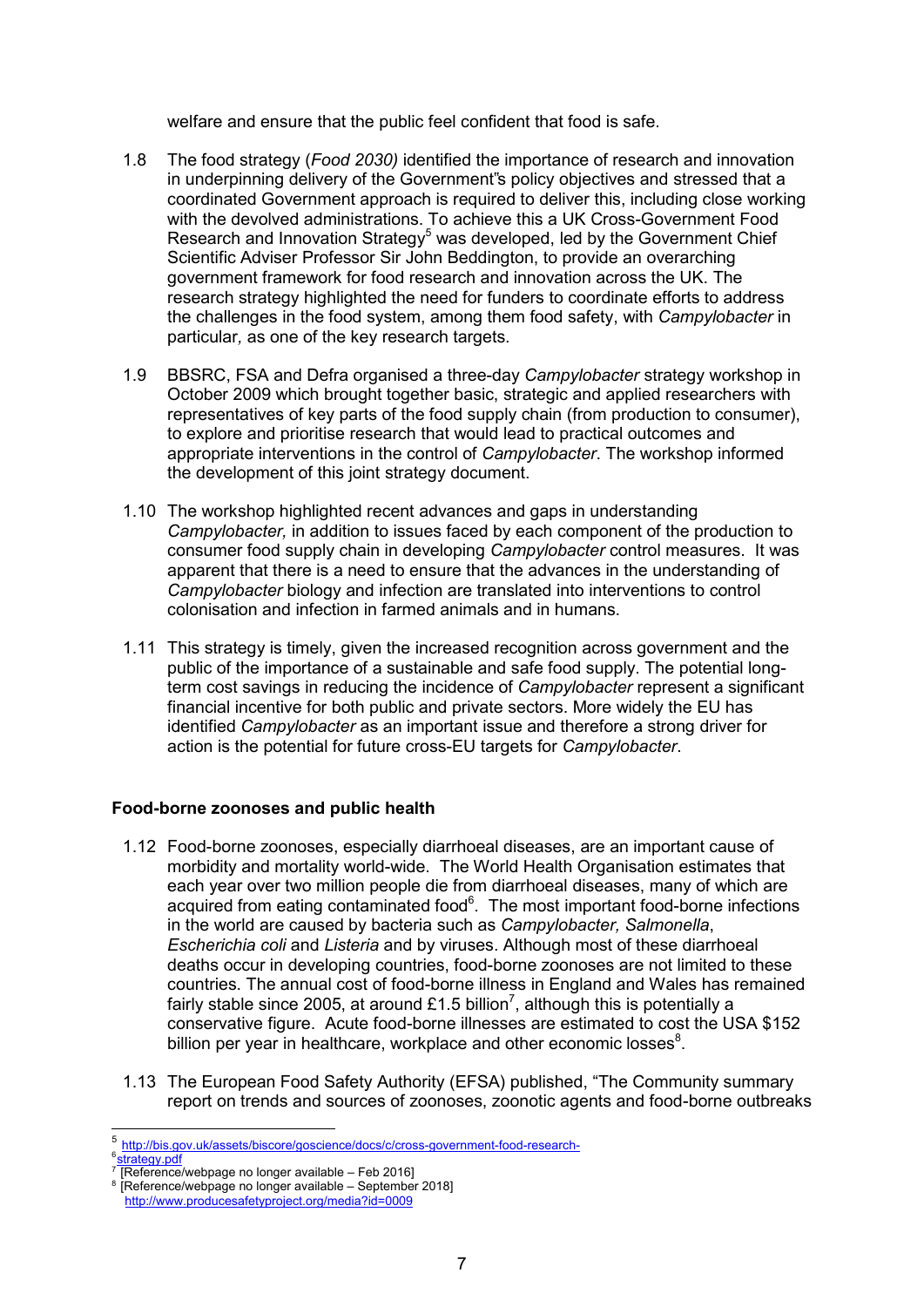welfare and ensure that the public feel confident that food is safe.

1.8 The food strategy (*Food 2030)* identified the importance of research and innovation in underpinning delivery of the Government"s policy objectives and stressed that a coordinated Government approach is required to deliver this, including close working with the devolved administrations. To achieve this a UK Cross-Government Food Research and Innovation Strategy[5] was developed, led by the Government Chief Scientific Adviser Professor Sir John Beddington, to provide an overarching government framework for food research and innovation across the UK. The research strategy highlighted the need for funders to coordinate efforts to address the challenges in the food system, among them food safety, with *Campylobacter* in particular*,* as one of the key research targets.

1.9 BBSRC, FSA and Defra organised a three-day *Campylobacter* strategy workshop in October 2009 which brought together basic, strategic and applied researchers with representatives of key parts of the food supply chain (from production to consumer), to explore and prioritise research that would lead to practical outcomes and appropriate interventions in the control of *Campylobacter*. The workshop informed the development of this joint strategy document.

1.10 The workshop highlighted recent advances and gaps in understanding *Campylobacter,* in addition to issues faced by each component of the production to consumer food supply chain in developing *Campylobacter* control measures. It was apparent that there is a need to ensure that the advances in the understanding of *Campylobacter* biology and infection are translated into interventions to control colonisation and infection in farmed animals and in humans.

1.11 This strategy is timely, given the increased recognition across government and the public of the importance of a sustainable and safe food supply. The potential long-term cost savings in reducing the incidence of *Campylobacter* represent a significant financial incentive for both public and private sectors. More widely the EU has identified *Campylobacter* as an important issue and therefore a strong driver for action is the potential for future cross-EU targets for *Campylobacter*.

**Food-borne zoonoses and public health**

1.12 Food-borne zoonoses, especially diarrhoeal diseases, are an important cause of morbidity and mortality world-wide. The World Health Organisation estimates that each year over two million people die from diarrhoeal diseases, many of which are acquired from eating contaminated food[6]. The most important food-borne infections in the world are caused by bacteria such as *Campylobacter, Salmonella*, *Escherichia coli* and *Listeria* and by viruses. Although most of these diarrhoeal deaths occur in developing countries, food-borne zoonoses are not limited to these countries. The annual cost of food-borne illness in England and Wales has remained fairly stable since 2005, at around £1.5 billion[7], although this is potentially a conservative figure. Acute food-borne illnesses are estimated to cost the USA $152 billion per year in healthcare, workplace and other economic losses[8].

1.13 The European Food Safety Authority (EFSA) published, "The Community summary report on trends and sources of zoonoses, zoonotic agents and food-borne outbreaks

---

[5] http://bis.gov.uk/assets/biscore/goscience/docs/c/cross-government-food-research-
[6] strategy.pdf
[7] [Reference/webpage no longer available – Feb 2016]
[8] [Reference/webpage no longer available – September 2018]
http://www.producesafetyproject.org/media?id=0009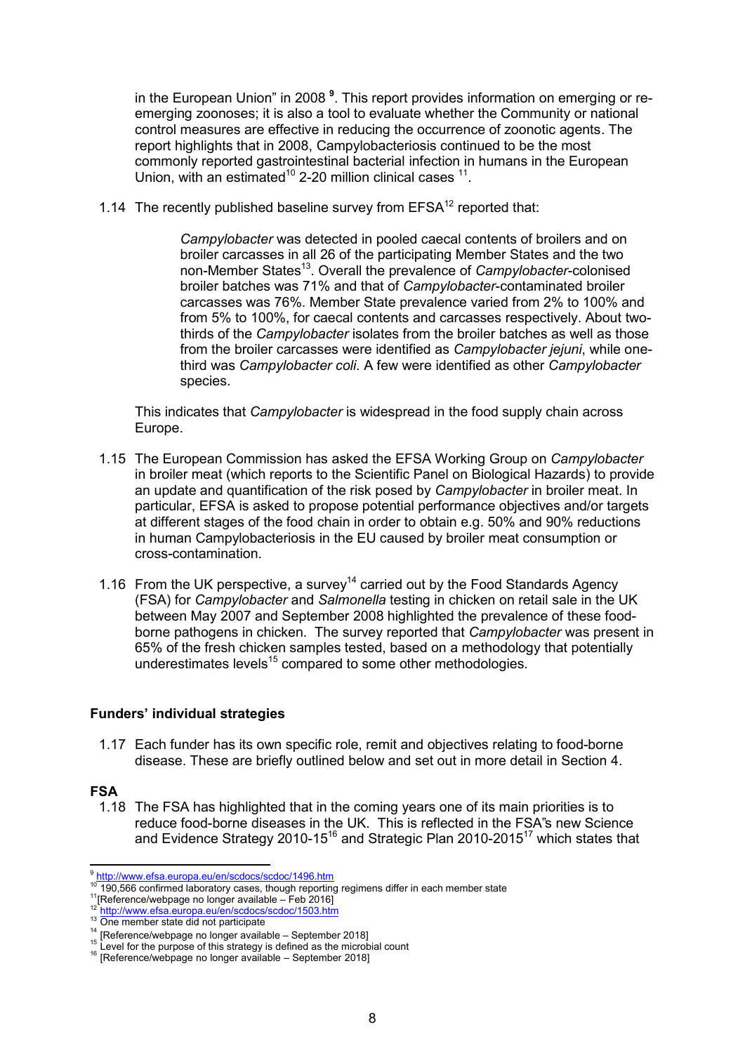in the European Union" in 2008 [9]. This report provides information on emerging or re-emerging zoonoses; it is also a tool to evaluate whether the Community or national control measures are effective in reducing the occurrence of zoonotic agents. The report highlights that in 2008, Campylobacteriosis continued to be the most commonly reported gastrointestinal bacterial infection in humans in the European Union, with an estimated[10] 2-20 million clinical cases [11].

1.14 The recently published baseline survey from EFSA[12] reported that:

> *Campylobacter* was detected in pooled caecal contents of broilers and on broiler carcasses in all 26 of the participating Member States and the two non-Member States[13]. Overall the prevalence of *Campylobacter*-colonised broiler batches was 71% and that of *Campylobacter*-contaminated broiler carcasses was 76%. Member State prevalence varied from 2% to 100% and from 5% to 100%, for caecal contents and carcasses respectively. About two-thirds of the *Campylobacter* isolates from the broiler batches as well as those from the broiler carcasses were identified as *Campylobacter jejuni*, while one-third was *Campylobacter coli*. A few were identified as other *Campylobacter* species.

This indicates that *Campylobacter* is widespread in the food supply chain across Europe.

1.15 The European Commission has asked the EFSA Working Group on *Campylobacter* in broiler meat (which reports to the Scientific Panel on Biological Hazards) to provide an update and quantification of the risk posed by *Campylobacter* in broiler meat. In particular, EFSA is asked to propose potential performance objectives and/or targets at different stages of the food chain in order to obtain e.g. 50% and 90% reductions in human Campylobacteriosis in the EU caused by broiler meat consumption or cross-contamination.

1.16 From the UK perspective, a survey[14] carried out by the Food Standards Agency (FSA) for *Campylobacter* and *Salmonella* testing in chicken on retail sale in the UK between May 2007 and September 2008 highlighted the prevalence of these food-borne pathogens in chicken. The survey reported that *Campylobacter* was present in 65% of the fresh chicken samples tested, based on a methodology that potentially underestimates levels[15] compared to some other methodologies.

### Funders' individual strategies

1.17 Each funder has its own specific role, remit and objectives relating to food-borne disease. These are briefly outlined below and set out in more detail in Section 4.

### FSA

1.18 The FSA has highlighted that in the coming years one of its main priorities is to reduce food-borne diseases in the UK. This is reflected in the FSA"s new Science and Evidence Strategy 2010-15[16] and Strategic Plan 2010-2015[17] which states that

---

[9] http://www.efsa.europa.eu/en/scdocs/scdoc/1496.htm

[10] 190,566 confirmed laboratory cases, though reporting regimens differ in each member state

[11] [Reference/webpage no longer available – Feb 2016]

[12] http://www.efsa.europa.eu/en/scdocs/scdoc/1503.htm

[13] One member state did not participate

[14] [Reference/webpage no longer available – September 2018]

[15] Level for the purpose of this strategy is defined as the microbial count

[16] [Reference/webpage no longer available – September 2018]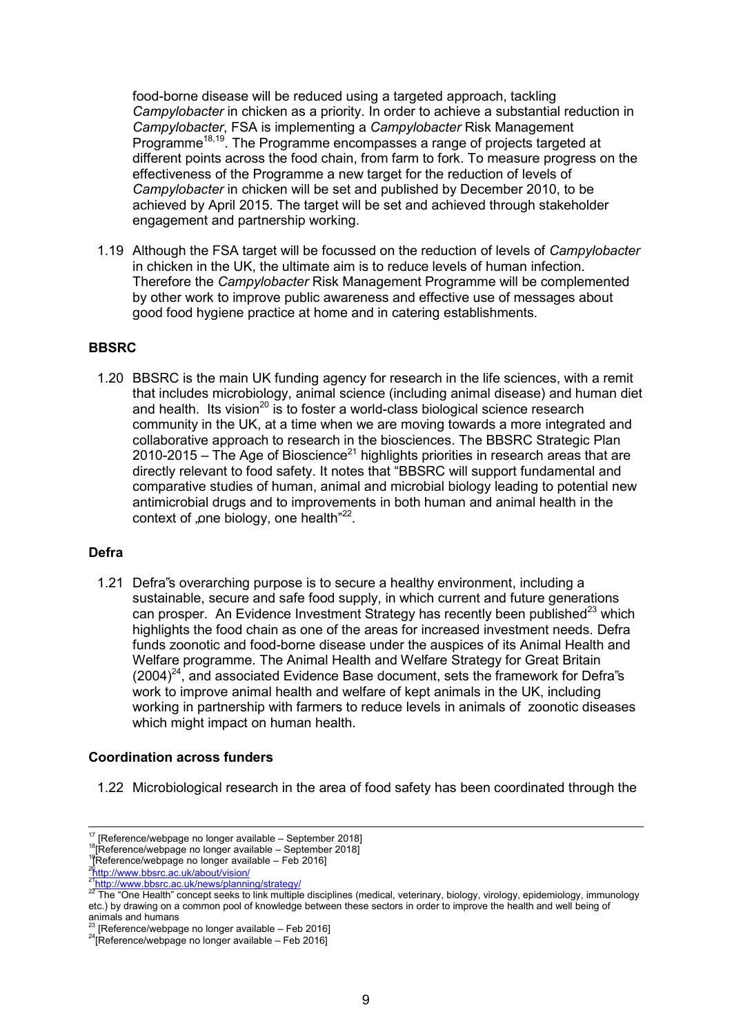food-borne disease will be reduced using a targeted approach, tackling *Campylobacter* in chicken as a priority. In order to achieve a substantial reduction in *Campylobacter*, FSA is implementing a *Campylobacter* Risk Management Programme[18,19]. The Programme encompasses a range of projects targeted at different points across the food chain, from farm to fork. To measure progress on the effectiveness of the Programme a new target for the reduction of levels of *Campylobacter* in chicken will be set and published by December 2010, to be achieved by April 2015. The target will be set and achieved through stakeholder engagement and partnership working.

1.19 Although the FSA target will be focussed on the reduction of levels of *Campylobacter* in chicken in the UK, the ultimate aim is to reduce levels of human infection. Therefore the *Campylobacter* Risk Management Programme will be complemented by other work to improve public awareness and effective use of messages about good food hygiene practice at home and in catering establishments.

**BBSRC**

1.20 BBSRC is the main UK funding agency for research in the life sciences, with a remit that includes microbiology, animal science (including animal disease) and human diet and health. Its vision[20] is to foster a world-class biological science research community in the UK, at a time when we are moving towards a more integrated and collaborative approach to research in the biosciences. The BBSRC Strategic Plan 2010-2015 – The Age of Bioscience[21] highlights priorities in research areas that are directly relevant to food safety. It notes that "BBSRC will support fundamental and comparative studies of human, animal and microbial biology leading to potential new antimicrobial drugs and to improvements in both human and animal health in the context of „one biology, one health"[22].

**Defra**

1.21 Defra"s overarching purpose is to secure a healthy environment, including a sustainable, secure and safe food supply, in which current and future generations can prosper. An Evidence Investment Strategy has recently been published[23] which highlights the food chain as one of the areas for increased investment needs. Defra funds zoonotic and food-borne disease under the auspices of its Animal Health and Welfare programme. The Animal Health and Welfare Strategy for Great Britain (2004)[24], and associated Evidence Base document, sets the framework for Defra"s work to improve animal health and welfare of kept animals in the UK, including working in partnership with farmers to reduce levels in animals of zoonotic diseases which might impact on human health.

**Coordination across funders**

1.22 Microbiological research in the area of food safety has been coordinated through the

---

[17] [Reference/webpage no longer available – September 2018]
[18] [Reference/webpage no longer available – September 2018]
[19] [Reference/webpage no longer available – Feb 2016]
[20] http://www.bbsrc.ac.uk/about/vision/
[21] http://www.bbsrc.ac.uk/news/planning/strategy/
[22] The "One Health" concept seeks to link multiple disciplines (medical, veterinary, biology, virology, epidemiology, immunology etc.) by drawing on a common pool of knowledge between these sectors in order to improve the health and well being of animals and humans
[23] [Reference/webpage no longer available – Feb 2016]
[24] [Reference/webpage no longer available – Feb 2016]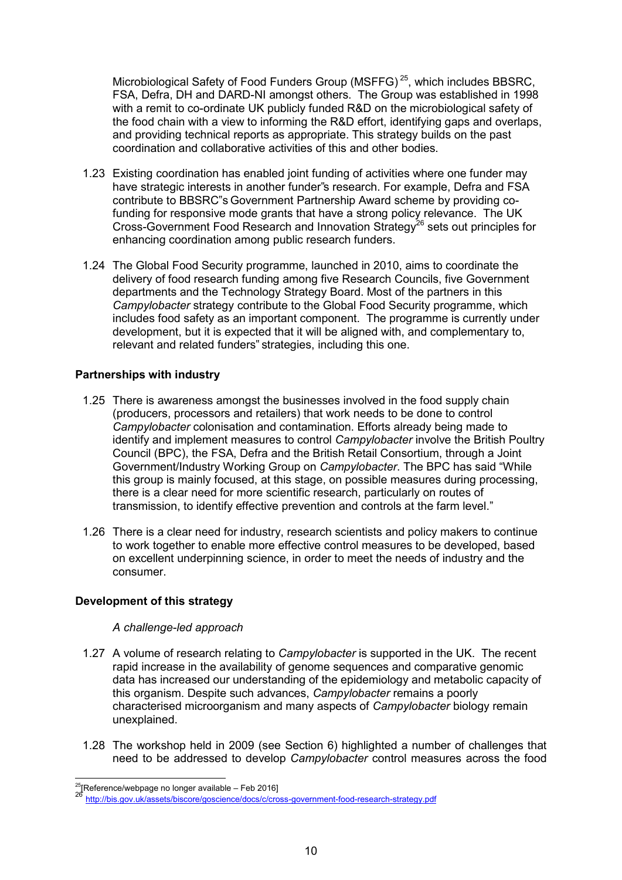Microbiological Safety of Food Funders Group (MSFFG)[25], which includes BBSRC, FSA, Defra, DH and DARD-NI amongst others. The Group was established in 1998 with a remit to co-ordinate UK publicly funded R&D on the microbiological safety of the food chain with a view to informing the R&D effort, identifying gaps and overlaps, and providing technical reports as appropriate. This strategy builds on the past coordination and collaborative activities of this and other bodies.

1.23 Existing coordination has enabled joint funding of activities where one funder may have strategic interests in another funder"s research. For example, Defra and FSA contribute to BBSRC"s Government Partnership Award scheme by providing co-funding for responsive mode grants that have a strong policy relevance. The UK Cross-Government Food Research and Innovation Strategy[26] sets out principles for enhancing coordination among public research funders.

1.24 The Global Food Security programme, launched in 2010, aims to coordinate the delivery of food research funding among five Research Councils, five Government departments and the Technology Strategy Board. Most of the partners in this *Campylobacter* strategy contribute to the Global Food Security programme, which includes food safety as an important component. The programme is currently under development, but it is expected that it will be aligned with, and complementary to, relevant and related funders" strategies, including this one.

**Partnerships with industry**

1.25 There is awareness amongst the businesses involved in the food supply chain (producers, processors and retailers) that work needs to be done to control *Campylobacter* colonisation and contamination. Efforts already being made to identify and implement measures to control *Campylobacter* involve the British Poultry Council (BPC), the FSA, Defra and the British Retail Consortium, through a Joint Government/Industry Working Group on *Campylobacter*. The BPC has said "While this group is mainly focused, at this stage, on possible measures during processing, there is a clear need for more scientific research, particularly on routes of transmission, to identify effective prevention and controls at the farm level."

1.26 There is a clear need for industry, research scientists and policy makers to continue to work together to enable more effective control measures to be developed, based on excellent underpinning science, in order to meet the needs of industry and the consumer.

**Development of this strategy**

*A challenge-led approach*

1.27 A volume of research relating to *Campylobacter* is supported in the UK. The recent rapid increase in the availability of genome sequences and comparative genomic data has increased our understanding of the epidemiology and metabolic capacity of this organism. Despite such advances, *Campylobacter* remains a poorly characterised microorganism and many aspects of *Campylobacter* biology remain unexplained.

1.28 The workshop held in 2009 (see Section 6) highlighted a number of challenges that need to be addressed to develop *Campylobacter* control measures across the food

---

[25] [Reference/webpage no longer available – Feb 2016]

[26] http://bis.gov.uk/assets/biscore/goscience/docs/c/cross-government-food-research-strategy.pdf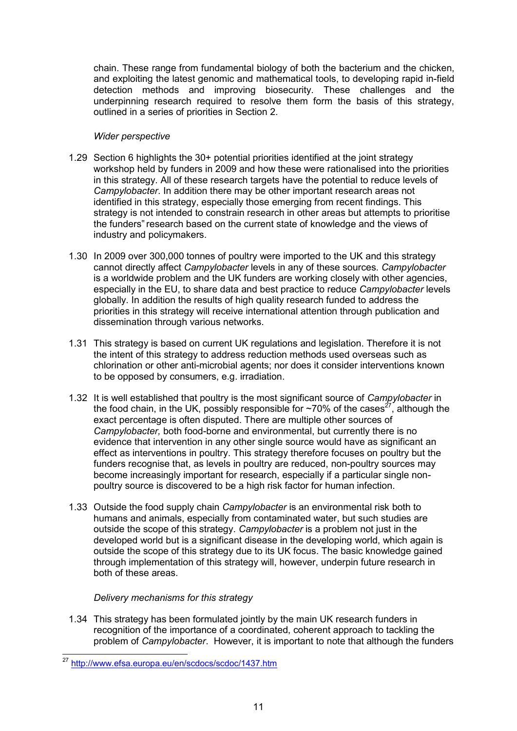chain. These range from fundamental biology of both the bacterium and the chicken, and exploiting the latest genomic and mathematical tools, to developing rapid in-field detection methods and improving biosecurity. These challenges and the underpinning research required to resolve them form the basis of this strategy, outlined in a series of priorities in Section 2.

*Wider perspective*

1.29 Section 6 highlights the 30+ potential priorities identified at the joint strategy workshop held by funders in 2009 and how these were rationalised into the priorities in this strategy. All of these research targets have the potential to reduce levels of *Campylobacter*. In addition there may be other important research areas not identified in this strategy, especially those emerging from recent findings. This strategy is not intended to constrain research in other areas but attempts to prioritise the funders" research based on the current state of knowledge and the views of industry and policymakers.

1.30 In 2009 over 300,000 tonnes of poultry were imported to the UK and this strategy cannot directly affect *Campylobacter* levels in any of these sources. *Campylobacter* is a worldwide problem and the UK funders are working closely with other agencies, especially in the EU, to share data and best practice to reduce *Campylobacter* levels globally. In addition the results of high quality research funded to address the priorities in this strategy will receive international attention through publication and dissemination through various networks.

1.31 This strategy is based on current UK regulations and legislation. Therefore it is not the intent of this strategy to address reduction methods used overseas such as chlorination or other anti-microbial agents; nor does it consider interventions known to be opposed by consumers, e.g. irradiation.

1.32 It is well established that poultry is the most significant source of *Campylobacter* in the food chain, in the UK, possibly responsible for ~70% of the cases[27], although the exact percentage is often disputed. There are multiple other sources of *Campylobacter,* both food-borne and environmental, but currently there is no evidence that intervention in any other single source would have as significant an effect as interventions in poultry. This strategy therefore focuses on poultry but the funders recognise that, as levels in poultry are reduced, non-poultry sources may become increasingly important for research, especially if a particular single non-poultry source is discovered to be a high risk factor for human infection.

1.33 Outside the food supply chain *Campylobacter* is an environmental risk both to humans and animals, especially from contaminated water, but such studies are outside the scope of this strategy. *Campylobacter* is a problem not just in the developed world but is a significant disease in the developing world, which again is outside the scope of this strategy due to its UK focus. The basic knowledge gained through implementation of this strategy will, however, underpin future research in both of these areas.

*Delivery mechanisms for this strategy*

1.34 This strategy has been formulated jointly by the main UK research funders in recognition of the importance of a coordinated, coherent approach to tackling the problem of *Campylobacter*. However, it is important to note that although the funders

---

[27] http://www.efsa.europa.eu/en/scdocs/scdoc/1437.htm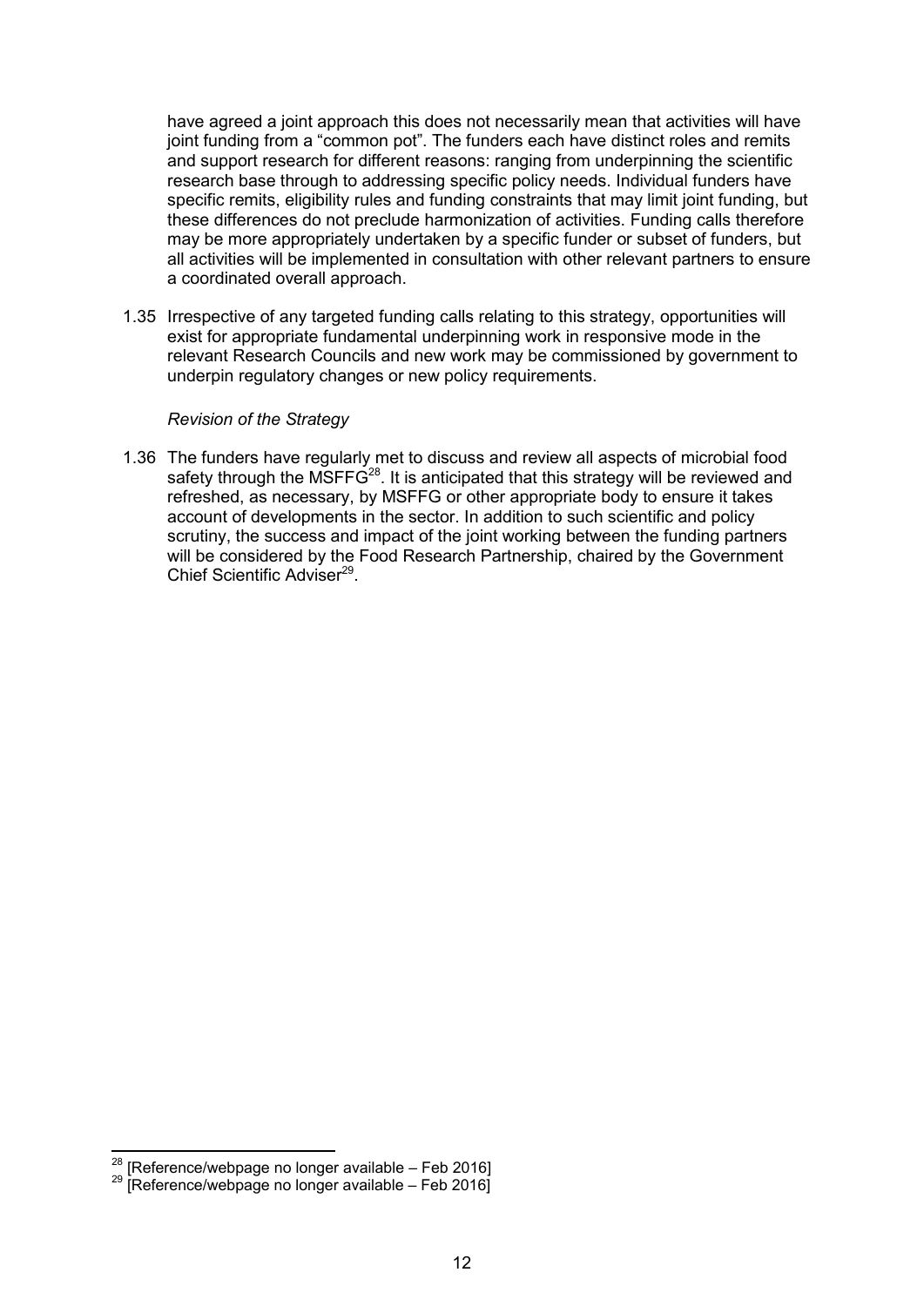have agreed a joint approach this does not necessarily mean that activities will have joint funding from a "common pot". The funders each have distinct roles and remits and support research for different reasons: ranging from underpinning the scientific research base through to addressing specific policy needs. Individual funders have specific remits, eligibility rules and funding constraints that may limit joint funding, but these differences do not preclude harmonization of activities. Funding calls therefore may be more appropriately undertaken by a specific funder or subset of funders, but all activities will be implemented in consultation with other relevant partners to ensure a coordinated overall approach.

1.35 Irrespective of any targeted funding calls relating to this strategy, opportunities will exist for appropriate fundamental underpinning work in responsive mode in the relevant Research Councils and new work may be commissioned by government to underpin regulatory changes or new policy requirements.

*Revision of the Strategy*

1.36 The funders have regularly met to discuss and review all aspects of microbial food safety through the MSFFG[28]. It is anticipated that this strategy will be reviewed and refreshed, as necessary, by MSFFG or other appropriate body to ensure it takes account of developments in the sector. In addition to such scientific and policy scrutiny, the success and impact of the joint working between the funding partners will be considered by the Food Research Partnership, chaired by the Government Chief Scientific Adviser[29].

---

[28] [Reference/webpage no longer available – Feb 2016]

[29] [Reference/webpage no longer available – Feb 2016]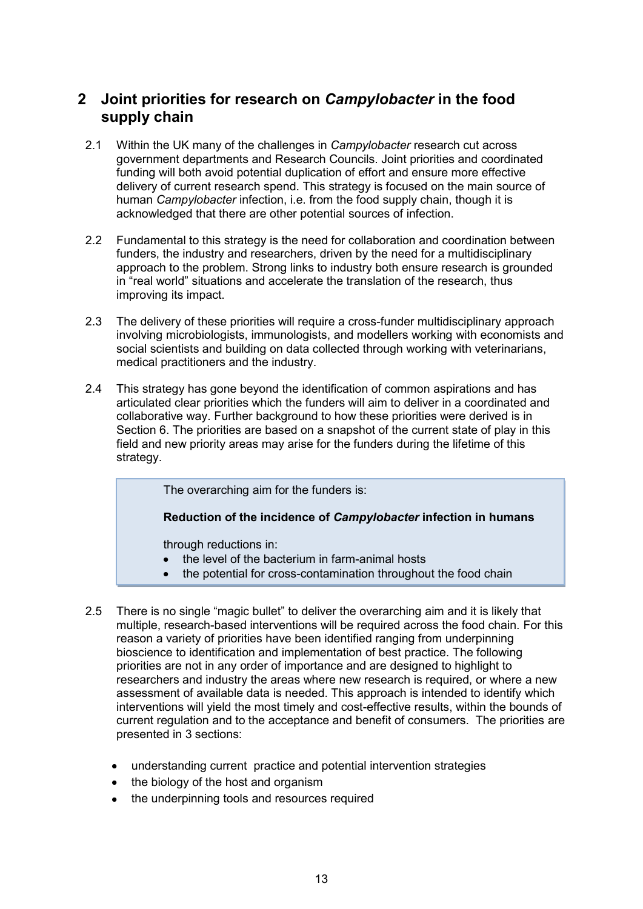## 2 Joint priorities for research on *Campylobacter* in the food supply chain

2.1 Within the UK many of the challenges in *Campylobacter* research cut across government departments and Research Councils. Joint priorities and coordinated funding will both avoid potential duplication of effort and ensure more effective delivery of current research spend. This strategy is focused on the main source of human *Campylobacter* infection, i.e. from the food supply chain, though it is acknowledged that there are other potential sources of infection.

2.2 Fundamental to this strategy is the need for collaboration and coordination between funders, the industry and researchers, driven by the need for a multidisciplinary approach to the problem. Strong links to industry both ensure research is grounded in "real world" situations and accelerate the translation of the research, thus improving its impact.

2.3 The delivery of these priorities will require a cross-funder multidisciplinary approach involving microbiologists, immunologists, and modellers working with economists and social scientists and building on data collected through working with veterinarians, medical practitioners and the industry.

2.4 This strategy has gone beyond the identification of common aspirations and has articulated clear priorities which the funders will aim to deliver in a coordinated and collaborative way. Further background to how these priorities were derived is in Section 6. The priorities are based on a snapshot of the current state of play in this field and new priority areas may arise for the funders during the lifetime of this strategy.

> The overarching aim for the funders is:
>
> **Reduction of the incidence of *Campylobacter* infection in humans**
>
> through reductions in:
>
> - the level of the bacterium in farm-animal hosts
> - the potential for cross-contamination throughout the food chain

2.5 There is no single "magic bullet" to deliver the overarching aim and it is likely that multiple, research-based interventions will be required across the food chain. For this reason a variety of priorities have been identified ranging from underpinning bioscience to identification and implementation of best practice. The following priorities are not in any order of importance and are designed to highlight to researchers and industry the areas where new research is required, or where a new assessment of available data is needed. This approach is intended to identify which interventions will yield the most timely and cost-effective results, within the bounds of current regulation and to the acceptance and benefit of consumers. The priorities are presented in 3 sections:

- understanding current practice and potential intervention strategies
- the biology of the host and organism
- the underpinning tools and resources required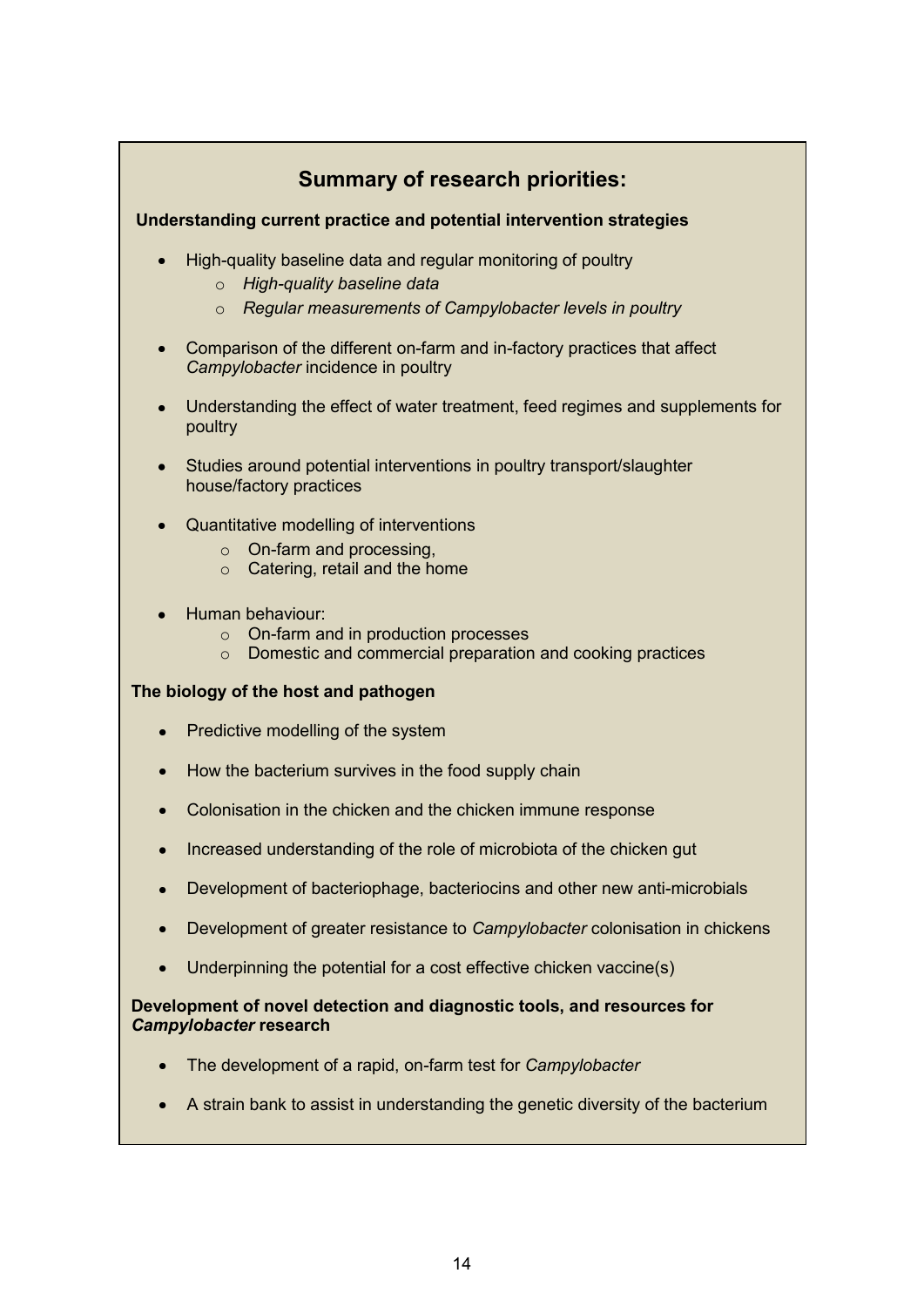## Summary of research priorities:

**Understanding current practice and potential intervention strategies**

- High-quality baseline data and regular monitoring of poultry
    - *High-quality baseline data*
    - *Regular measurements of Campylobacter levels in poultry*

- Comparison of the different on-farm and in-factory practices that affect *Campylobacter* incidence in poultry

- Understanding the effect of water treatment, feed regimes and supplements for poultry

- Studies around potential interventions in poultry transport/slaughter house/factory practices

- Quantitative modelling of interventions
    - On-farm and processing,
    - Catering, retail and the home

- Human behaviour:
    - On-farm and in production processes
    - Domestic and commercial preparation and cooking practices

**The biology of the host and pathogen**

- Predictive modelling of the system

- How the bacterium survives in the food supply chain

- Colonisation in the chicken and the chicken immune response

- Increased understanding of the role of microbiota of the chicken gut

- Development of bacteriophage, bacteriocins and other new anti-microbials

- Development of greater resistance to *Campylobacter* colonisation in chickens

- Underpinning the potential for a cost effective chicken vaccine(s)

**Development of novel detection and diagnostic tools, and resources for *Campylobacter* research**

- The development of a rapid, on-farm test for *Campylobacter*

- A strain bank to assist in understanding the genetic diversity of the bacterium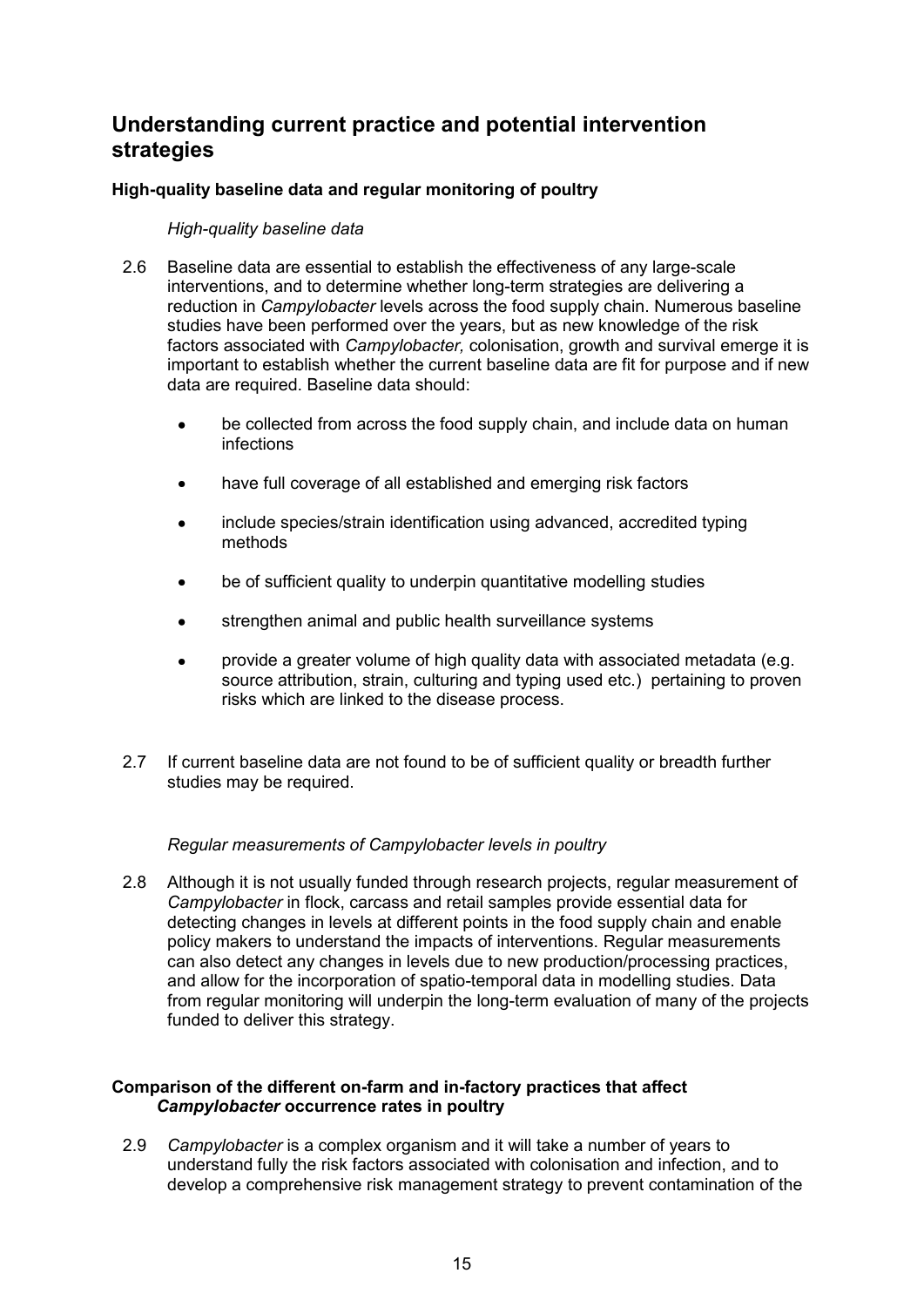## Understanding current practice and potential intervention strategies

### High-quality baseline data and regular monitoring of poultry

*High-quality baseline data*

2.6 Baseline data are essential to establish the effectiveness of any large-scale interventions, and to determine whether long-term strategies are delivering a reduction in *Campylobacter* levels across the food supply chain. Numerous baseline studies have been performed over the years, but as new knowledge of the risk factors associated with *Campylobacter,* colonisation, growth and survival emerge it is important to establish whether the current baseline data are fit for purpose and if new data are required. Baseline data should:

- be collected from across the food supply chain, and include data on human infections
- have full coverage of all established and emerging risk factors
- include species/strain identification using advanced, accredited typing methods
- be of sufficient quality to underpin quantitative modelling studies
- strengthen animal and public health surveillance systems
- provide a greater volume of high quality data with associated metadata (e.g. source attribution, strain, culturing and typing used etc.) pertaining to proven risks which are linked to the disease process.

2.7 If current baseline data are not found to be of sufficient quality or breadth further studies may be required.

*Regular measurements of Campylobacter levels in poultry*

2.8 Although it is not usually funded through research projects, regular measurement of *Campylobacter* in flock, carcass and retail samples provide essential data for detecting changes in levels at different points in the food supply chain and enable policy makers to understand the impacts of interventions. Regular measurements can also detect any changes in levels due to new production/processing practices, and allow for the incorporation of spatio-temporal data in modelling studies. Data from regular monitoring will underpin the long-term evaluation of many of the projects funded to deliver this strategy.

### Comparison of the different on-farm and in-factory practices that affect *Campylobacter* occurrence rates in poultry

2.9 *Campylobacter* is a complex organism and it will take a number of years to understand fully the risk factors associated with colonisation and infection, and to develop a comprehensive risk management strategy to prevent contamination of the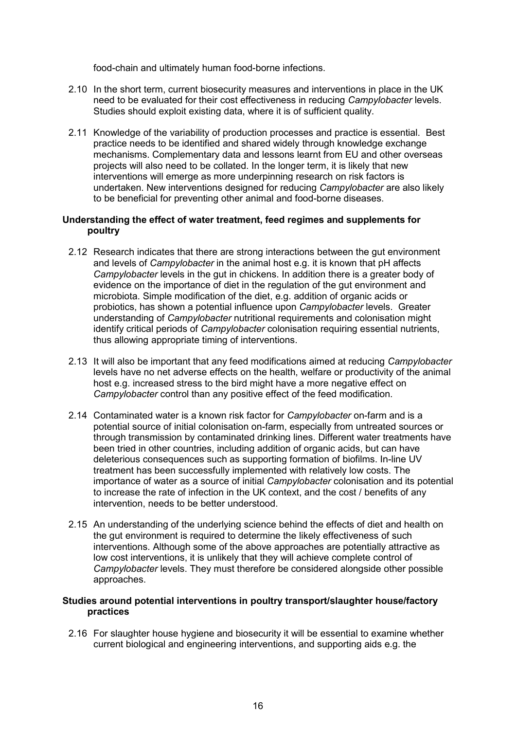food-chain and ultimately human food-borne infections.

2.10 In the short term, current biosecurity measures and interventions in place in the UK need to be evaluated for their cost effectiveness in reducing *Campylobacter* levels. Studies should exploit existing data, where it is of sufficient quality.

2.11 Knowledge of the variability of production processes and practice is essential. Best practice needs to be identified and shared widely through knowledge exchange mechanisms. Complementary data and lessons learnt from EU and other overseas projects will also need to be collated. In the longer term, it is likely that new interventions will emerge as more underpinning research on risk factors is undertaken. New interventions designed for reducing *Campylobacter* are also likely to be beneficial for preventing other animal and food-borne diseases.

**Understanding the effect of water treatment, feed regimes and supplements for poultry**

2.12 Research indicates that there are strong interactions between the gut environment and levels of *Campylobacter* in the animal host e.g. it is known that pH affects *Campylobacter* levels in the gut in chickens. In addition there is a greater body of evidence on the importance of diet in the regulation of the gut environment and microbiota. Simple modification of the diet, e.g. addition of organic acids or probiotics, has shown a potential influence upon *Campylobacter* levels. Greater understanding of *Campylobacter* nutritional requirements and colonisation might identify critical periods of *Campylobacter* colonisation requiring essential nutrients, thus allowing appropriate timing of interventions.

2.13 It will also be important that any feed modifications aimed at reducing *Campylobacter* levels have no net adverse effects on the health, welfare or productivity of the animal host e.g. increased stress to the bird might have a more negative effect on *Campylobacter* control than any positive effect of the feed modification.

2.14 Contaminated water is a known risk factor for *Campylobacter* on-farm and is a potential source of initial colonisation on-farm, especially from untreated sources or through transmission by contaminated drinking lines. Different water treatments have been tried in other countries, including addition of organic acids, but can have deleterious consequences such as supporting formation of biofilms. In-line UV treatment has been successfully implemented with relatively low costs. The importance of water as a source of initial *Campylobacter* colonisation and its potential to increase the rate of infection in the UK context, and the cost / benefits of any intervention, needs to be better understood.

2.15 An understanding of the underlying science behind the effects of diet and health on the gut environment is required to determine the likely effectiveness of such interventions. Although some of the above approaches are potentially attractive as low cost interventions, it is unlikely that they will achieve complete control of *Campylobacter* levels. They must therefore be considered alongside other possible approaches.

**Studies around potential interventions in poultry transport/slaughter house/factory practices**

2.16 For slaughter house hygiene and biosecurity it will be essential to examine whether current biological and engineering interventions, and supporting aids e.g. the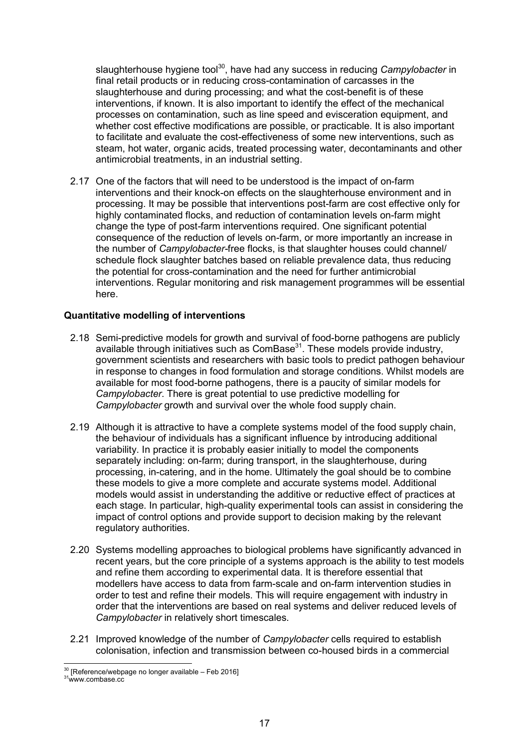slaughterhouse hygiene tool[30], have had any success in reducing *Campylobacter* in final retail products or in reducing cross-contamination of carcasses in the slaughterhouse and during processing; and what the cost-benefit is of these interventions, if known. It is also important to identify the effect of the mechanical processes on contamination, such as line speed and evisceration equipment, and whether cost effective modifications are possible, or practicable. It is also important to facilitate and evaluate the cost-effectiveness of some new interventions, such as steam, hot water, organic acids, treated processing water, decontaminants and other antimicrobial treatments, in an industrial setting.

2.17 One of the factors that will need to be understood is the impact of on-farm interventions and their knock-on effects on the slaughterhouse environment and in processing. It may be possible that interventions post-farm are cost effective only for highly contaminated flocks, and reduction of contamination levels on-farm might change the type of post-farm interventions required. One significant potential consequence of the reduction of levels on-farm, or more importantly an increase in the number of *Campylobacter*-free flocks, is that slaughter houses could channel/ schedule flock slaughter batches based on reliable prevalence data, thus reducing the potential for cross-contamination and the need for further antimicrobial interventions. Regular monitoring and risk management programmes will be essential here.

**Quantitative modelling of interventions**

2.18 Semi-predictive models for growth and survival of food-borne pathogens are publicly available through initiatives such as ComBase[31]. These models provide industry, government scientists and researchers with basic tools to predict pathogen behaviour in response to changes in food formulation and storage conditions. Whilst models are available for most food-borne pathogens, there is a paucity of similar models for *Campylobacter*. There is great potential to use predictive modelling for *Campylobacter* growth and survival over the whole food supply chain.

2.19 Although it is attractive to have a complete systems model of the food supply chain, the behaviour of individuals has a significant influence by introducing additional variability. In practice it is probably easier initially to model the components separately including: on-farm; during transport, in the slaughterhouse, during processing, in-catering, and in the home. Ultimately the goal should be to combine these models to give a more complete and accurate systems model. Additional models would assist in understanding the additive or reductive effect of practices at each stage. In particular, high-quality experimental tools can assist in considering the impact of control options and provide support to decision making by the relevant regulatory authorities.

2.20 Systems modelling approaches to biological problems have significantly advanced in recent years, but the core principle of a systems approach is the ability to test models and refine them according to experimental data. It is therefore essential that modellers have access to data from farm-scale and on-farm intervention studies in order to test and refine their models. This will require engagement with industry in order that the interventions are based on real systems and deliver reduced levels of *Campylobacter* in relatively short timescales.

2.21 Improved knowledge of the number of *Campylobacter* cells required to establish colonisation, infection and transmission between co-housed birds in a commercial

[30] [Reference/webpage no longer available – Feb 2016]

[31] www.combase.cc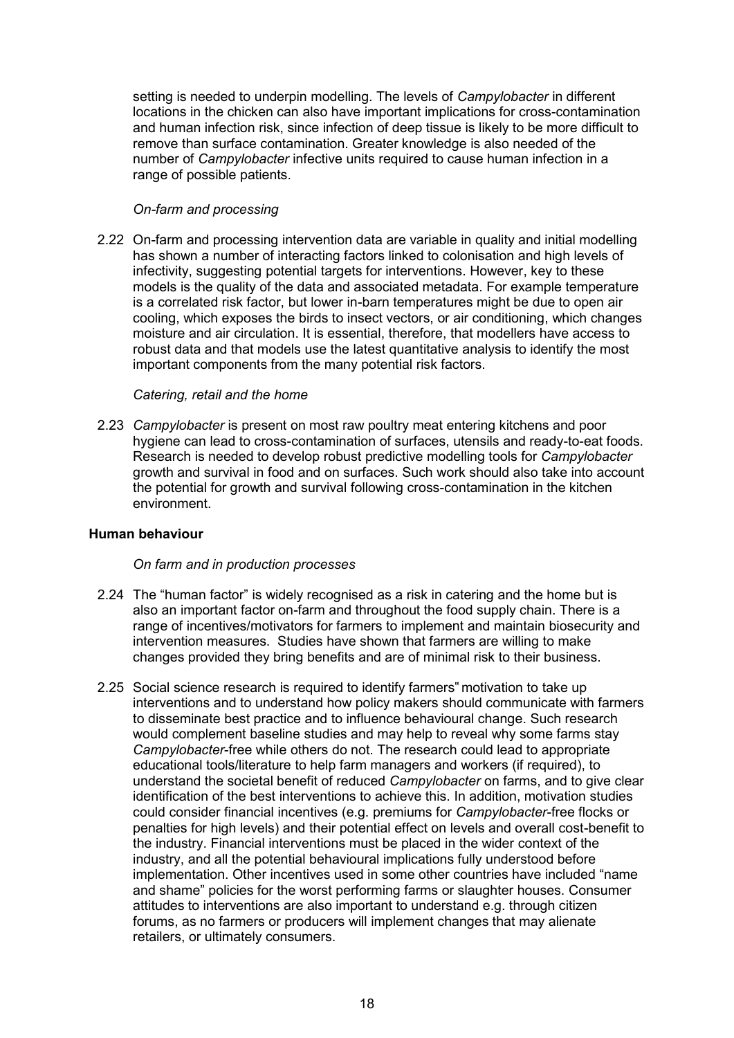setting is needed to underpin modelling. The levels of *Campylobacter* in different locations in the chicken can also have important implications for cross-contamination and human infection risk, since infection of deep tissue is likely to be more difficult to remove than surface contamination. Greater knowledge is also needed of the number of *Campylobacter* infective units required to cause human infection in a range of possible patients.

*On-farm and processing*

2.22 On-farm and processing intervention data are variable in quality and initial modelling has shown a number of interacting factors linked to colonisation and high levels of infectivity, suggesting potential targets for interventions. However, key to these models is the quality of the data and associated metadata. For example temperature is a correlated risk factor, but lower in-barn temperatures might be due to open air cooling, which exposes the birds to insect vectors, or air conditioning, which changes moisture and air circulation. It is essential, therefore, that modellers have access to robust data and that models use the latest quantitative analysis to identify the most important components from the many potential risk factors.

*Catering, retail and the home*

2.23 *Campylobacter* is present on most raw poultry meat entering kitchens and poor hygiene can lead to cross-contamination of surfaces, utensils and ready-to-eat foods. Research is needed to develop robust predictive modelling tools for *Campylobacter* growth and survival in food and on surfaces. Such work should also take into account the potential for growth and survival following cross-contamination in the kitchen environment.

**Human behaviour**

*On farm and in production processes*

2.24 The "human factor" is widely recognised as a risk in catering and the home but is also an important factor on-farm and throughout the food supply chain. There is a range of incentives/motivators for farmers to implement and maintain biosecurity and intervention measures. Studies have shown that farmers are willing to make changes provided they bring benefits and are of minimal risk to their business.

2.25 Social science research is required to identify farmers" motivation to take up interventions and to understand how policy makers should communicate with farmers to disseminate best practice and to influence behavioural change. Such research would complement baseline studies and may help to reveal why some farms stay *Campylobacter*-free while others do not. The research could lead to appropriate educational tools/literature to help farm managers and workers (if required), to understand the societal benefit of reduced *Campylobacter* on farms, and to give clear identification of the best interventions to achieve this. In addition, motivation studies could consider financial incentives (e.g. premiums for *Campylobacter*-free flocks or penalties for high levels) and their potential effect on levels and overall cost-benefit to the industry. Financial interventions must be placed in the wider context of the industry, and all the potential behavioural implications fully understood before implementation. Other incentives used in some other countries have included "name and shame" policies for the worst performing farms or slaughter houses. Consumer attitudes to interventions are also important to understand e.g. through citizen forums, as no farmers or producers will implement changes that may alienate retailers, or ultimately consumers.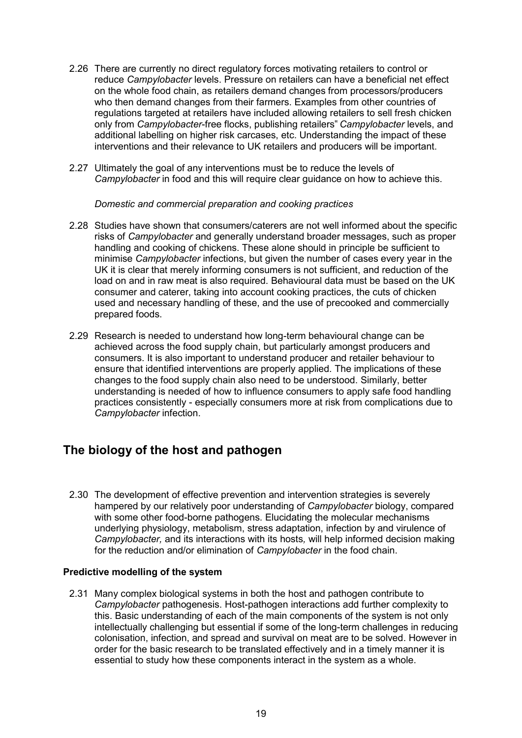2.26 There are currently no direct regulatory forces motivating retailers to control or reduce *Campylobacter* levels. Pressure on retailers can have a beneficial net effect on the whole food chain, as retailers demand changes from processors/producers who then demand changes from their farmers. Examples from other countries of regulations targeted at retailers have included allowing retailers to sell fresh chicken only from *Campylobacter*-free flocks, publishing retailers" *Campylobacter* levels, and additional labelling on higher risk carcases, etc. Understanding the impact of these interventions and their relevance to UK retailers and producers will be important.

2.27 Ultimately the goal of any interventions must be to reduce the levels of *Campylobacter* in food and this will require clear guidance on how to achieve this.

*Domestic and commercial preparation and cooking practices*

2.28 Studies have shown that consumers/caterers are not well informed about the specific risks of *Campylobacter* and generally understand broader messages, such as proper handling and cooking of chickens. These alone should in principle be sufficient to minimise *Campylobacter* infections, but given the number of cases every year in the UK it is clear that merely informing consumers is not sufficient, and reduction of the load on and in raw meat is also required. Behavioural data must be based on the UK consumer and caterer, taking into account cooking practices, the cuts of chicken used and necessary handling of these, and the use of precooked and commercially prepared foods.

2.29 Research is needed to understand how long-term behavioural change can be achieved across the food supply chain, but particularly amongst producers and consumers. It is also important to understand producer and retailer behaviour to ensure that identified interventions are properly applied. The implications of these changes to the food supply chain also need to be understood. Similarly, better understanding is needed of how to influence consumers to apply safe food handling practices consistently - especially consumers more at risk from complications due to *Campylobacter* infection.

## The biology of the host and pathogen

2.30 The development of effective prevention and intervention strategies is severely hampered by our relatively poor understanding of *Campylobacter* biology, compared with some other food-borne pathogens. Elucidating the molecular mechanisms underlying physiology, metabolism, stress adaptation, infection by and virulence of *Campylobacter,* and its interactions with its hosts*,* will help informed decision making for the reduction and/or elimination of *Campylobacter* in the food chain.

**Predictive modelling of the system**

2.31 Many complex biological systems in both the host and pathogen contribute to *Campylobacter* pathogenesis. Host-pathogen interactions add further complexity to this. Basic understanding of each of the main components of the system is not only intellectually challenging but essential if some of the long-term challenges in reducing colonisation, infection, and spread and survival on meat are to be solved. However in order for the basic research to be translated effectively and in a timely manner it is essential to study how these components interact in the system as a whole.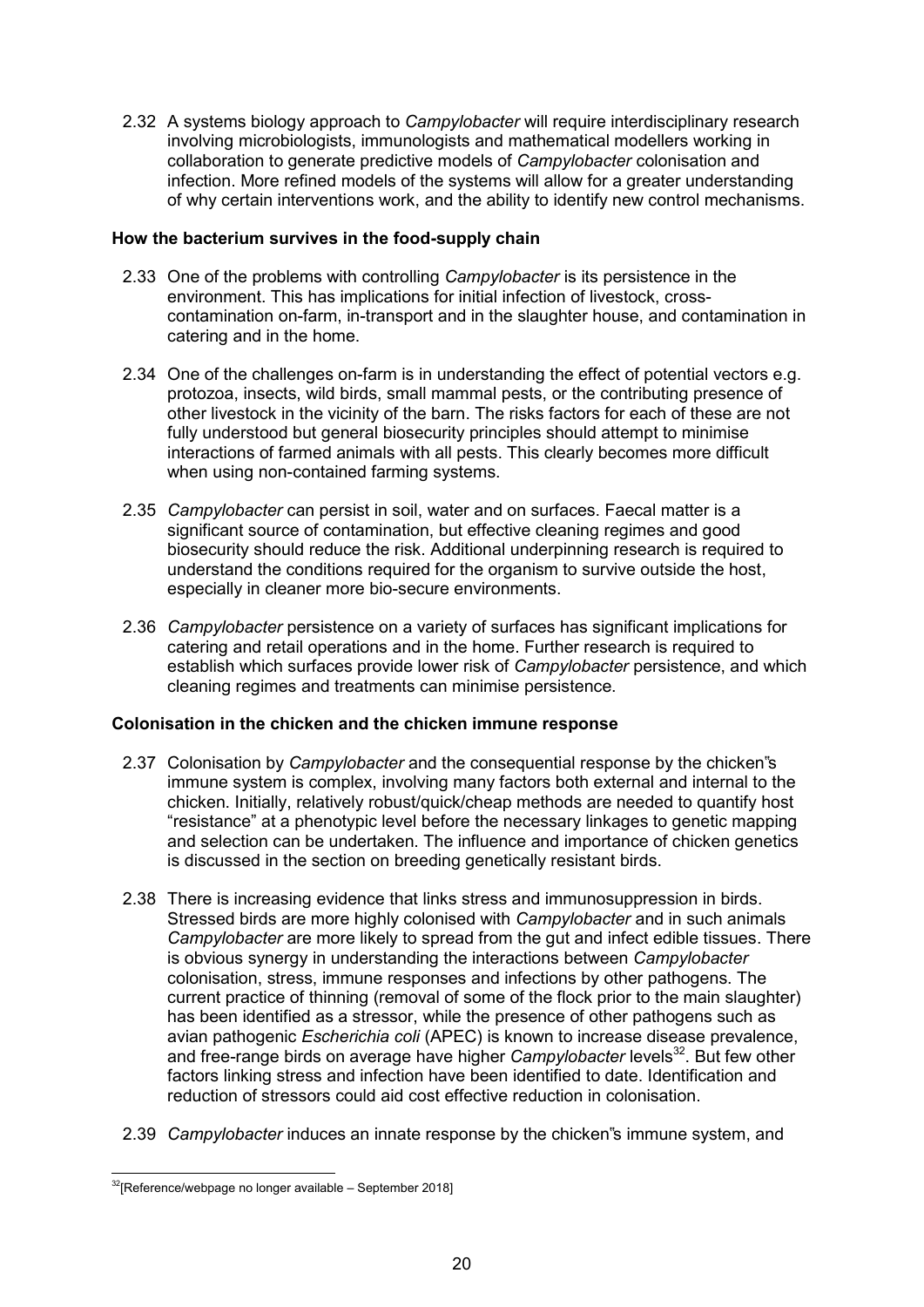2.32 A systems biology approach to *Campylobacter* will require interdisciplinary research involving microbiologists, immunologists and mathematical modellers working in collaboration to generate predictive models of *Campylobacter* colonisation and infection. More refined models of the systems will allow for a greater understanding of why certain interventions work, and the ability to identify new control mechanisms.

**How the bacterium survives in the food-supply chain**

2.33 One of the problems with controlling *Campylobacter* is its persistence in the environment. This has implications for initial infection of livestock, cross-contamination on-farm, in-transport and in the slaughter house, and contamination in catering and in the home.

2.34 One of the challenges on-farm is in understanding the effect of potential vectors e.g. protozoa, insects, wild birds, small mammal pests, or the contributing presence of other livestock in the vicinity of the barn. The risks factors for each of these are not fully understood but general biosecurity principles should attempt to minimise interactions of farmed animals with all pests. This clearly becomes more difficult when using non-contained farming systems.

2.35 *Campylobacter* can persist in soil, water and on surfaces. Faecal matter is a significant source of contamination, but effective cleaning regimes and good biosecurity should reduce the risk. Additional underpinning research is required to understand the conditions required for the organism to survive outside the host, especially in cleaner more bio-secure environments.

2.36 *Campylobacter* persistence on a variety of surfaces has significant implications for catering and retail operations and in the home. Further research is required to establish which surfaces provide lower risk of *Campylobacter* persistence, and which cleaning regimes and treatments can minimise persistence.

**Colonisation in the chicken and the chicken immune response**

2.37 Colonisation by *Campylobacter* and the consequential response by the chicken"s immune system is complex, involving many factors both external and internal to the chicken. Initially, relatively robust/quick/cheap methods are needed to quantify host "resistance" at a phenotypic level before the necessary linkages to genetic mapping and selection can be undertaken. The influence and importance of chicken genetics is discussed in the section on breeding genetically resistant birds.

2.38 There is increasing evidence that links stress and immunosuppression in birds. Stressed birds are more highly colonised with *Campylobacter* and in such animals *Campylobacter* are more likely to spread from the gut and infect edible tissues. There is obvious synergy in understanding the interactions between *Campylobacter* colonisation, stress, immune responses and infections by other pathogens. The current practice of thinning (removal of some of the flock prior to the main slaughter) has been identified as a stressor, while the presence of other pathogens such as avian pathogenic *Escherichia coli* (APEC) is known to increase disease prevalence, and free-range birds on average have higher *Campylobacter* levels[32]. But few other factors linking stress and infection have been identified to date. Identification and reduction of stressors could aid cost effective reduction in colonisation.

2.39 *Campylobacter* induces an innate response by the chicken"s immune system, and

[32] [Reference/webpage no longer available – September 2018]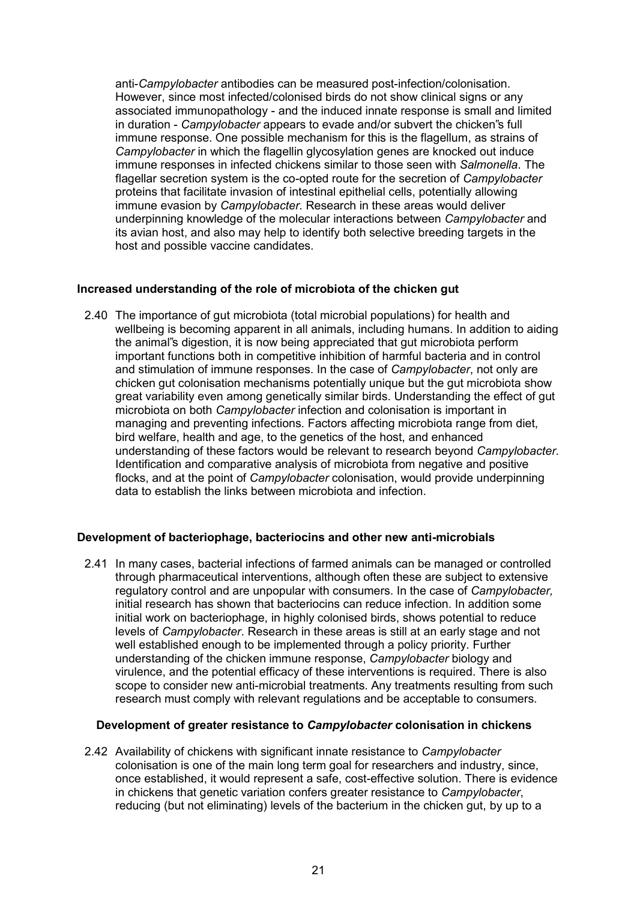anti-*Campylobacter* antibodies can be measured post-infection/colonisation. However, since most infected/colonised birds do not show clinical signs or any associated immunopathology - and the induced innate response is small and limited in duration - *Campylobacter* appears to evade and/or subvert the chicken"s full immune response. One possible mechanism for this is the flagellum, as strains of *Campylobacter* in which the flagellin glycosylation genes are knocked out induce immune responses in infected chickens similar to those seen with *Salmonella*. The flagellar secretion system is the co-opted route for the secretion of *Campylobacter* proteins that facilitate invasion of intestinal epithelial cells, potentially allowing immune evasion by *Campylobacter*. Research in these areas would deliver underpinning knowledge of the molecular interactions between *Campylobacter* and its avian host, and also may help to identify both selective breeding targets in the host and possible vaccine candidates.

**Increased understanding of the role of microbiota of the chicken gut**

2.40 The importance of gut microbiota (total microbial populations) for health and wellbeing is becoming apparent in all animals, including humans. In addition to aiding the animal"s digestion, it is now being appreciated that gut microbiota perform important functions both in competitive inhibition of harmful bacteria and in control and stimulation of immune responses. In the case of *Campylobacter*, not only are chicken gut colonisation mechanisms potentially unique but the gut microbiota show great variability even among genetically similar birds. Understanding the effect of gut microbiota on both *Campylobacter* infection and colonisation is important in managing and preventing infections. Factors affecting microbiota range from diet, bird welfare, health and age, to the genetics of the host, and enhanced understanding of these factors would be relevant to research beyond *Campylobacter*. Identification and comparative analysis of microbiota from negative and positive flocks, and at the point of *Campylobacter* colonisation, would provide underpinning data to establish the links between microbiota and infection.

**Development of bacteriophage, bacteriocins and other new anti-microbials**

2.41 In many cases, bacterial infections of farmed animals can be managed or controlled through pharmaceutical interventions, although often these are subject to extensive regulatory control and are unpopular with consumers. In the case of *Campylobacter,* initial research has shown that bacteriocins can reduce infection. In addition some initial work on bacteriophage, in highly colonised birds, shows potential to reduce levels of *Campylobacter*. Research in these areas is still at an early stage and not well established enough to be implemented through a policy priority. Further understanding of the chicken immune response, *Campylobacter* biology and virulence, and the potential efficacy of these interventions is required. There is also scope to consider new anti-microbial treatments. Any treatments resulting from such research must comply with relevant regulations and be acceptable to consumers.

**Development of greater resistance to *Campylobacter* colonisation in chickens**

2.42 Availability of chickens with significant innate resistance to *Campylobacter* colonisation is one of the main long term goal for researchers and industry, since, once established, it would represent a safe, cost-effective solution. There is evidence in chickens that genetic variation confers greater resistance to *Campylobacter*, reducing (but not eliminating) levels of the bacterium in the chicken gut, by up to a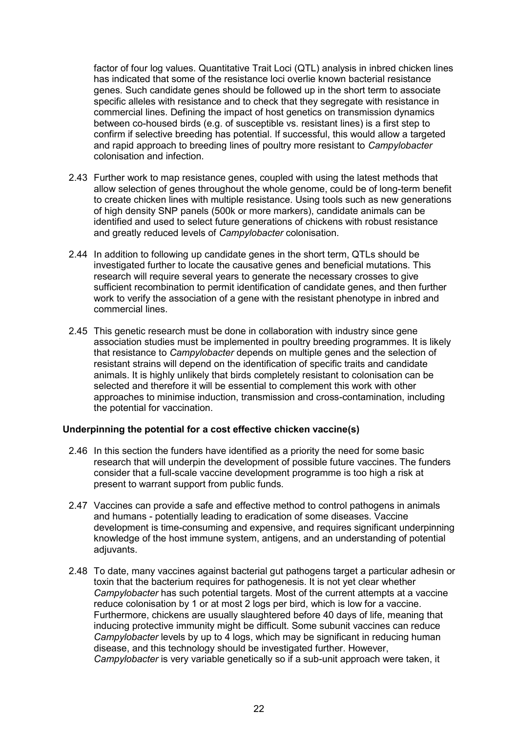factor of four log values. Quantitative Trait Loci (QTL) analysis in inbred chicken lines has indicated that some of the resistance loci overlie known bacterial resistance genes. Such candidate genes should be followed up in the short term to associate specific alleles with resistance and to check that they segregate with resistance in commercial lines. Defining the impact of host genetics on transmission dynamics between co-housed birds (e.g. of susceptible vs. resistant lines) is a first step to confirm if selective breeding has potential. If successful, this would allow a targeted and rapid approach to breeding lines of poultry more resistant to *Campylobacter* colonisation and infection.

2.43 Further work to map resistance genes, coupled with using the latest methods that allow selection of genes throughout the whole genome, could be of long-term benefit to create chicken lines with multiple resistance. Using tools such as new generations of high density SNP panels (500k or more markers), candidate animals can be identified and used to select future generations of chickens with robust resistance and greatly reduced levels of *Campylobacter* colonisation.

2.44 In addition to following up candidate genes in the short term, QTLs should be investigated further to locate the causative genes and beneficial mutations. This research will require several years to generate the necessary crosses to give sufficient recombination to permit identification of candidate genes, and then further work to verify the association of a gene with the resistant phenotype in inbred and commercial lines.

2.45 This genetic research must be done in collaboration with industry since gene association studies must be implemented in poultry breeding programmes. It is likely that resistance to *Campylobacter* depends on multiple genes and the selection of resistant strains will depend on the identification of specific traits and candidate animals. It is highly unlikely that birds completely resistant to colonisation can be selected and therefore it will be essential to complement this work with other approaches to minimise induction, transmission and cross-contamination, including the potential for vaccination.

**Underpinning the potential for a cost effective chicken vaccine(s)**

2.46 In this section the funders have identified as a priority the need for some basic research that will underpin the development of possible future vaccines. The funders consider that a full-scale vaccine development programme is too high a risk at present to warrant support from public funds.

2.47 Vaccines can provide a safe and effective method to control pathogens in animals and humans - potentially leading to eradication of some diseases. Vaccine development is time-consuming and expensive, and requires significant underpinning knowledge of the host immune system, antigens, and an understanding of potential adjuvants.

2.48 To date, many vaccines against bacterial gut pathogens target a particular adhesin or toxin that the bacterium requires for pathogenesis. It is not yet clear whether *Campylobacter* has such potential targets. Most of the current attempts at a vaccine reduce colonisation by 1 or at most 2 logs per bird, which is low for a vaccine. Furthermore, chickens are usually slaughtered before 40 days of life, meaning that inducing protective immunity might be difficult. Some subunit vaccines can reduce *Campylobacter* levels by up to 4 logs, which may be significant in reducing human disease, and this technology should be investigated further. However, *Campylobacter* is very variable genetically so if a sub-unit approach were taken, it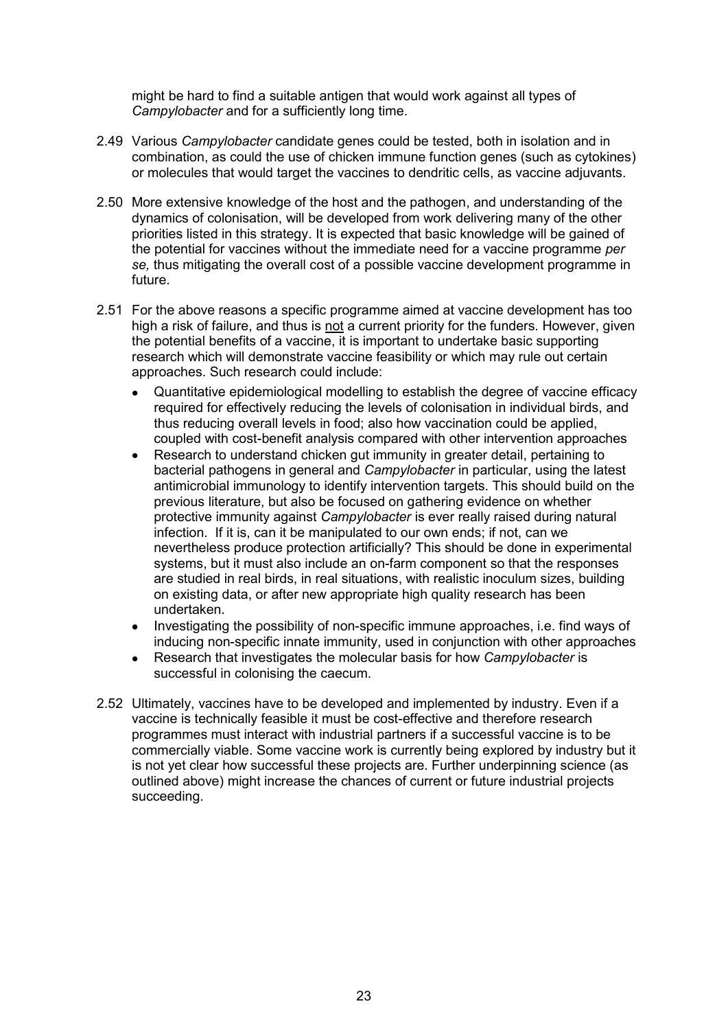might be hard to find a suitable antigen that would work against all types of *Campylobacter* and for a sufficiently long time.

2.49 Various *Campylobacter* candidate genes could be tested, both in isolation and in combination, as could the use of chicken immune function genes (such as cytokines) or molecules that would target the vaccines to dendritic cells, as vaccine adjuvants.

2.50 More extensive knowledge of the host and the pathogen, and understanding of the dynamics of colonisation, will be developed from work delivering many of the other priorities listed in this strategy. It is expected that basic knowledge will be gained of the potential for vaccines without the immediate need for a vaccine programme *per se,* thus mitigating the overall cost of a possible vaccine development programme in future.

2.51 For the above reasons a specific programme aimed at vaccine development has too high a risk of failure, and thus is <u>not</u> a current priority for the funders. However, given the potential benefits of a vaccine, it is important to undertake basic supporting research which will demonstrate vaccine feasibility or which may rule out certain approaches. Such research could include:

- Quantitative epidemiological modelling to establish the degree of vaccine efficacy required for effectively reducing the levels of colonisation in individual birds, and thus reducing overall levels in food; also how vaccination could be applied, coupled with cost-benefit analysis compared with other intervention approaches
- Research to understand chicken gut immunity in greater detail, pertaining to bacterial pathogens in general and *Campylobacter* in particular, using the latest antimicrobial immunology to identify intervention targets. This should build on the previous literature, but also be focused on gathering evidence on whether protective immunity against *Campylobacter* is ever really raised during natural infection. If it is, can it be manipulated to our own ends; if not, can we nevertheless produce protection artificially? This should be done in experimental systems, but it must also include an on-farm component so that the responses are studied in real birds, in real situations, with realistic inoculum sizes, building on existing data, or after new appropriate high quality research has been undertaken.
- Investigating the possibility of non-specific immune approaches, i.e. find ways of inducing non-specific innate immunity, used in conjunction with other approaches
- Research that investigates the molecular basis for how *Campylobacter* is successful in colonising the caecum.

2.52 Ultimately, vaccines have to be developed and implemented by industry. Even if a vaccine is technically feasible it must be cost-effective and therefore research programmes must interact with industrial partners if a successful vaccine is to be commercially viable. Some vaccine work is currently being explored by industry but it is not yet clear how successful these projects are. Further underpinning science (as outlined above) might increase the chances of current or future industrial projects succeeding.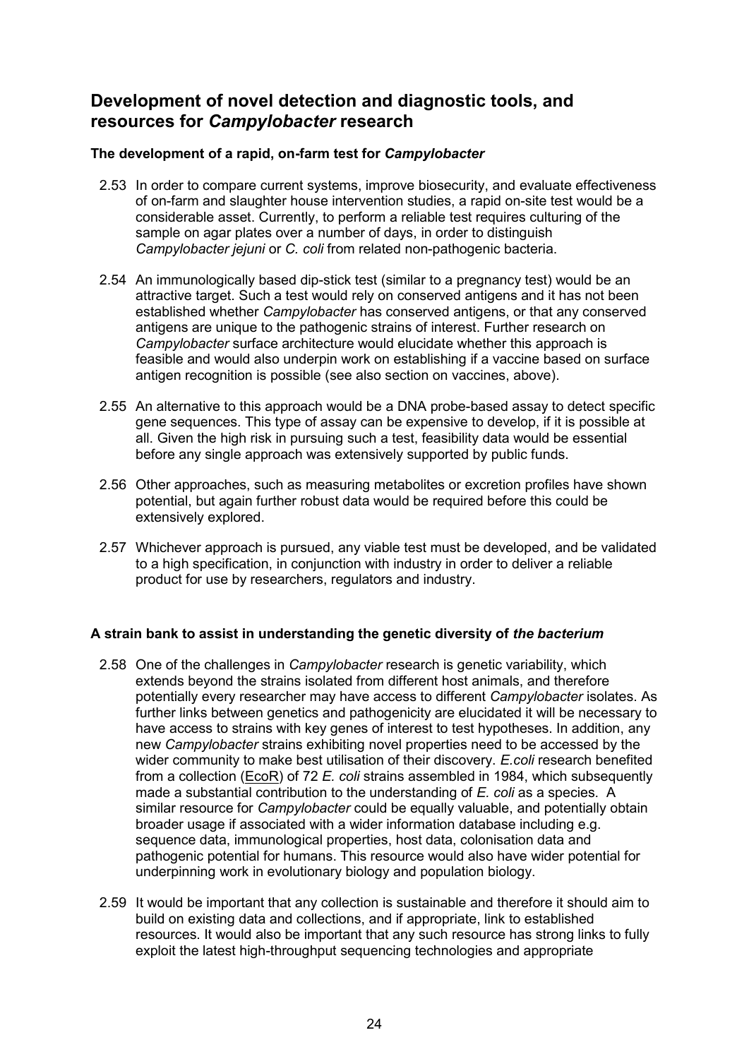## Development of novel detection and diagnostic tools, and resources for *Campylobacter* research

**The development of a rapid, on-farm test for *Campylobacter***

2.53 In order to compare current systems, improve biosecurity, and evaluate effectiveness of on-farm and slaughter house intervention studies, a rapid on-site test would be a considerable asset. Currently, to perform a reliable test requires culturing of the sample on agar plates over a number of days, in order to distinguish *Campylobacter jejuni* or *C. coli* from related non-pathogenic bacteria.

2.54 An immunologically based dip-stick test (similar to a pregnancy test) would be an attractive target. Such a test would rely on conserved antigens and it has not been established whether *Campylobacter* has conserved antigens, or that any conserved antigens are unique to the pathogenic strains of interest. Further research on *Campylobacter* surface architecture would elucidate whether this approach is feasible and would also underpin work on establishing if a vaccine based on surface antigen recognition is possible (see also section on vaccines, above).

2.55 An alternative to this approach would be a DNA probe-based assay to detect specific gene sequences. This type of assay can be expensive to develop, if it is possible at all. Given the high risk in pursuing such a test, feasibility data would be essential before any single approach was extensively supported by public funds.

2.56 Other approaches, such as measuring metabolites or excretion profiles have shown potential, but again further robust data would be required before this could be extensively explored.

2.57 Whichever approach is pursued, any viable test must be developed, and be validated to a high specification, in conjunction with industry in order to deliver a reliable product for use by researchers, regulators and industry.

**A strain bank to assist in understanding the genetic diversity of *the bacterium***

2.58 One of the challenges in *Campylobacter* research is genetic variability, which extends beyond the strains isolated from different host animals, and therefore potentially every researcher may have access to different *Campylobacter* isolates. As further links between genetics and pathogenicity are elucidated it will be necessary to have access to strains with key genes of interest to test hypotheses. In addition, any new *Campylobacter* strains exhibiting novel properties need to be accessed by the wider community to make best utilisation of their discovery. *E.coli* research benefited from a collection (EcoR) of 72 *E. coli* strains assembled in 1984, which subsequently made a substantial contribution to the understanding of *E. coli* as a species. A similar resource for *Campylobacter* could be equally valuable, and potentially obtain broader usage if associated with a wider information database including e.g. sequence data, immunological properties, host data, colonisation data and pathogenic potential for humans. This resource would also have wider potential for underpinning work in evolutionary biology and population biology.

2.59 It would be important that any collection is sustainable and therefore it should aim to build on existing data and collections, and if appropriate, link to established resources. It would also be important that any such resource has strong links to fully exploit the latest high-throughput sequencing technologies and appropriate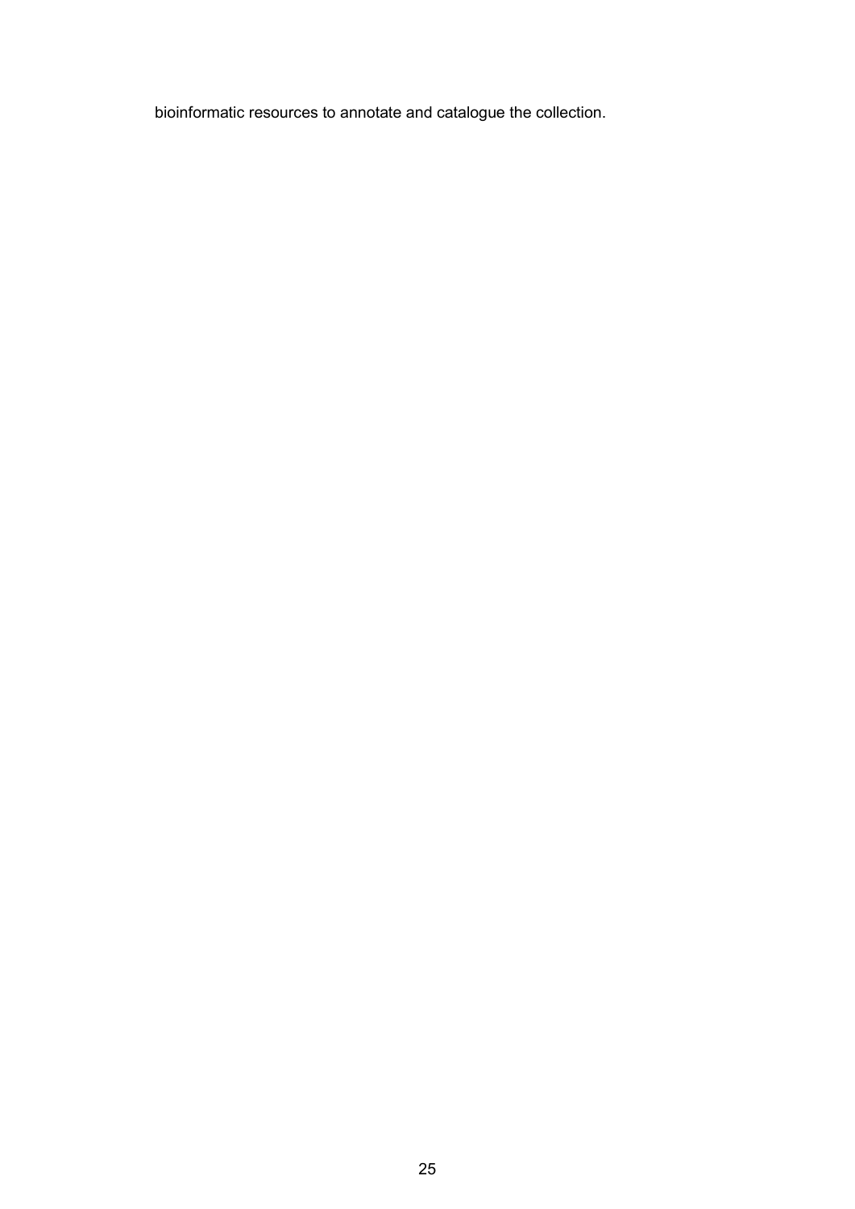bioinformatic resources to annotate and catalogue the collection.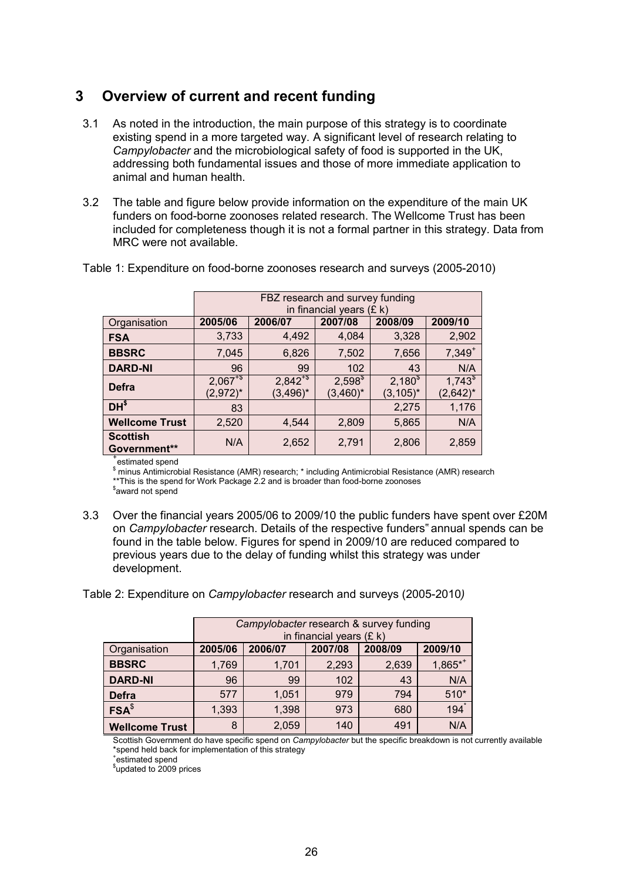## 3 Overview of current and recent funding

3.1 As noted in the introduction, the main purpose of this strategy is to coordinate existing spend in a more targeted way. A significant level of research relating to *Campylobacter* and the microbiological safety of food is supported in the UK, addressing both fundamental issues and those of more immediate application to animal and human health.

3.2 The table and figure below provide information on the expenditure of the main UK funders on food-borne zoonoses related research. The Wellcome Trust has been included for completeness though it is not a formal partner in this strategy. Data from MRC were not available.

Table 1: Expenditure on food-borne zoonoses research and surveys (2005-2010)

| | FBZ research and survey funding in financial years (£ k) | | | | |
|---|---|---|---|---|---|
| Organisation | 2005/06 | 2006/07 | 2007/08 | 2008/09 | 2009/10 |
| **FSA** | 3,733 | 4,492 | 4,084 | 3,328 | 2,902 |
| **BBSRC** | 7,045 | 6,826 | 7,502 | 7,656 | 7,349+ |
| **DARD-NI** | 96 | 99 | 102 | 43 | N/A |
| **Defra** | 2,067+$ (2,972)* | 2,842+$ (3,496)* | 2,598$ (3,460)* | 2,180$ (3,105)* | 1,743$ (2,642)* |
| **DH$** | 83 | | | 2,275 | 1,176 |
| **Wellcome Trust** | 2,520 | 4,544 | 2,809 | 5,865 | N/A |
| **Scottish Government**** | N/A | 2,652 | 2,791 | 2,806 | 2,859 |

+estimated spend
$ minus Antimicrobial Resistance (AMR) research; * including Antimicrobial Resistance (AMR) research
**This is the spend for Work Package 2.2 and is broader than food-borne zoonoses
$award not spend

3.3 Over the financial years 2005/06 to 2009/10 the public funders have spent over £20M on *Campylobacter* research. Details of the respective funders" annual spends can be found in the table below. Figures for spend in 2009/10 are reduced compared to previous years due to the delay of funding whilst this strategy was under development.

Table 2: Expenditure on *Campylobacter* research and surveys (2005-2010)

| | *Campylobacter* research & survey funding in financial years (£ k) | | | | |
|---|---|---|---|---|---|
| Organisation | 2005/06 | 2006/07 | 2007/08 | 2008/09 | 2009/10 |
| **BBSRC** | 1,769 | 1,701 | 2,293 | 2,639 | 1,865*+ |
| **DARD-NI** | 96 | 99 | 102 | 43 | N/A |
| **Defra** | 577 | 1,051 | 979 | 794 | 510* |
| **FSA$** | 1,393 | 1,398 | 973 | 680 | 194* |
| **Wellcome Trust** | 8 | 2,059 | 140 | 491 | N/A |

Scottish Government do have specific spend on *Campylobacter* but the specific breakdown is not currently available
*spend held back for implementation of this strategy
+estimated spend
$updated to 2009 prices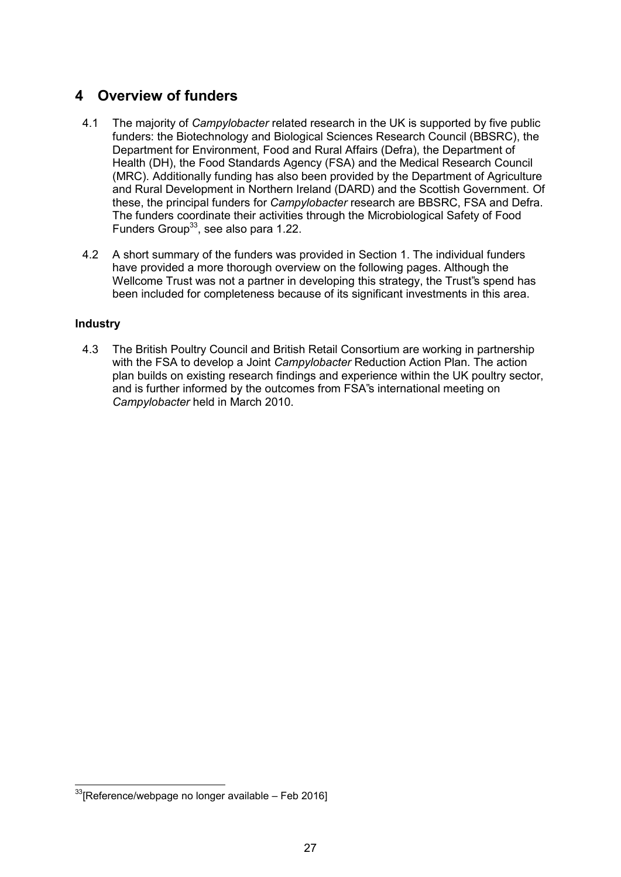# 4 Overview of funders

4.1 The majority of *Campylobacter* related research in the UK is supported by five public funders: the Biotechnology and Biological Sciences Research Council (BBSRC), the Department for Environment, Food and Rural Affairs (Defra), the Department of Health (DH), the Food Standards Agency (FSA) and the Medical Research Council (MRC). Additionally funding has also been provided by the Department of Agriculture and Rural Development in Northern Ireland (DARD) and the Scottish Government. Of these, the principal funders for *Campylobacter* research are BBSRC, FSA and Defra. The funders coordinate their activities through the Microbiological Safety of Food Funders Group[33], see also para 1.22.

4.2 A short summary of the funders was provided in Section 1. The individual funders have provided a more thorough overview on the following pages. Although the Wellcome Trust was not a partner in developing this strategy, the Trust"s spend has been included for completeness because of its significant investments in this area.

### Industry

4.3 The British Poultry Council and British Retail Consortium are working in partnership with the FSA to develop a Joint *Campylobacter* Reduction Action Plan. The action plan builds on existing research findings and experience within the UK poultry sector, and is further informed by the outcomes from FSA"s international meeting on *Campylobacter* held in March 2010.

[33][Reference/webpage no longer available – Feb 2016]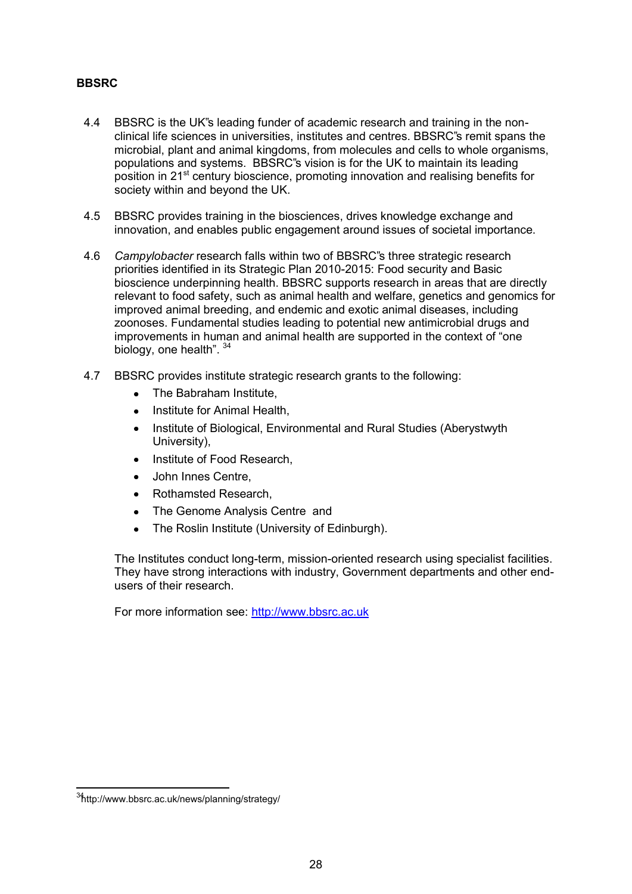**BBSRC**

4.4 BBSRC is the UK"s leading funder of academic research and training in the non-clinical life sciences in universities, institutes and centres. BBSRC"s remit spans the microbial, plant and animal kingdoms, from molecules and cells to whole organisms, populations and systems. BBSRC"s vision is for the UK to maintain its leading position in 21st century bioscience, promoting innovation and realising benefits for society within and beyond the UK.

4.5 BBSRC provides training in the biosciences, drives knowledge exchange and innovation, and enables public engagement around issues of societal importance.

4.6 *Campylobacter* research falls within two of BBSRC"s three strategic research priorities identified in its Strategic Plan 2010-2015: Food security and Basic bioscience underpinning health. BBSRC supports research in areas that are directly relevant to food safety, such as animal health and welfare, genetics and genomics for improved animal breeding, and endemic and exotic animal diseases, including zoonoses. Fundamental studies leading to potential new antimicrobial drugs and improvements in human and animal health are supported in the context of "one biology, one health". [34]

4.7 BBSRC provides institute strategic research grants to the following:

- The Babraham Institute,
- Institute for Animal Health,
- Institute of Biological, Environmental and Rural Studies (Aberystwyth University),
- Institute of Food Research,
- John Innes Centre,
- Rothamsted Research,
- The Genome Analysis Centre and
- The Roslin Institute (University of Edinburgh).

The Institutes conduct long-term, mission-oriented research using specialist facilities. They have strong interactions with industry, Government departments and other end-users of their research.

For more information see: http://www.bbsrc.ac.uk

[34] http://www.bbsrc.ac.uk/news/planning/strategy/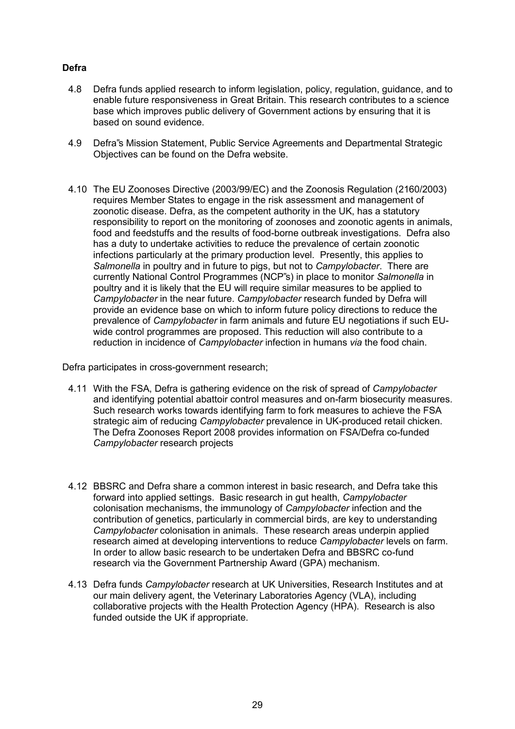**Defra**

4.8 Defra funds applied research to inform legislation, policy, regulation, guidance, and to enable future responsiveness in Great Britain. This research contributes to a science base which improves public delivery of Government actions by ensuring that it is based on sound evidence.

4.9 Defra"s Mission Statement, Public Service Agreements and Departmental Strategic Objectives can be found on the Defra website.

4.10 The EU Zoonoses Directive (2003/99/EC) and the Zoonosis Regulation (2160/2003) requires Member States to engage in the risk assessment and management of zoonotic disease. Defra, as the competent authority in the UK, has a statutory responsibility to report on the monitoring of zoonoses and zoonotic agents in animals, food and feedstuffs and the results of food-borne outbreak investigations. Defra also has a duty to undertake activities to reduce the prevalence of certain zoonotic infections particularly at the primary production level. Presently, this applies to *Salmonella* in poultry and in future to pigs, but not to *Campylobacter*. There are currently National Control Programmes (NCP"s) in place to monitor *Salmonella* in poultry and it is likely that the EU will require similar measures to be applied to *Campylobacter* in the near future. *Campylobacter* research funded by Defra will provide an evidence base on which to inform future policy directions to reduce the prevalence of *Campylobacter* in farm animals and future EU negotiations if such EU-wide control programmes are proposed. This reduction will also contribute to a reduction in incidence of *Campylobacter* infection in humans *via* the food chain.

Defra participates in cross-government research;

4.11 With the FSA, Defra is gathering evidence on the risk of spread of *Campylobacter* and identifying potential abattoir control measures and on-farm biosecurity measures. Such research works towards identifying farm to fork measures to achieve the FSA strategic aim of reducing *Campylobacter* prevalence in UK-produced retail chicken. The Defra Zoonoses Report 2008 provides information on FSA/Defra co-funded *Campylobacter* research projects

4.12 BBSRC and Defra share a common interest in basic research, and Defra take this forward into applied settings. Basic research in gut health, *Campylobacter* colonisation mechanisms, the immunology of *Campylobacter* infection and the contribution of genetics, particularly in commercial birds, are key to understanding *Campylobacter* colonisation in animals. These research areas underpin applied research aimed at developing interventions to reduce *Campylobacter* levels on farm. In order to allow basic research to be undertaken Defra and BBSRC co-fund research via the Government Partnership Award (GPA) mechanism.

4.13 Defra funds *Campylobacter* research at UK Universities, Research Institutes and at our main delivery agent, the Veterinary Laboratories Agency (VLA), including collaborative projects with the Health Protection Agency (HPA). Research is also funded outside the UK if appropriate.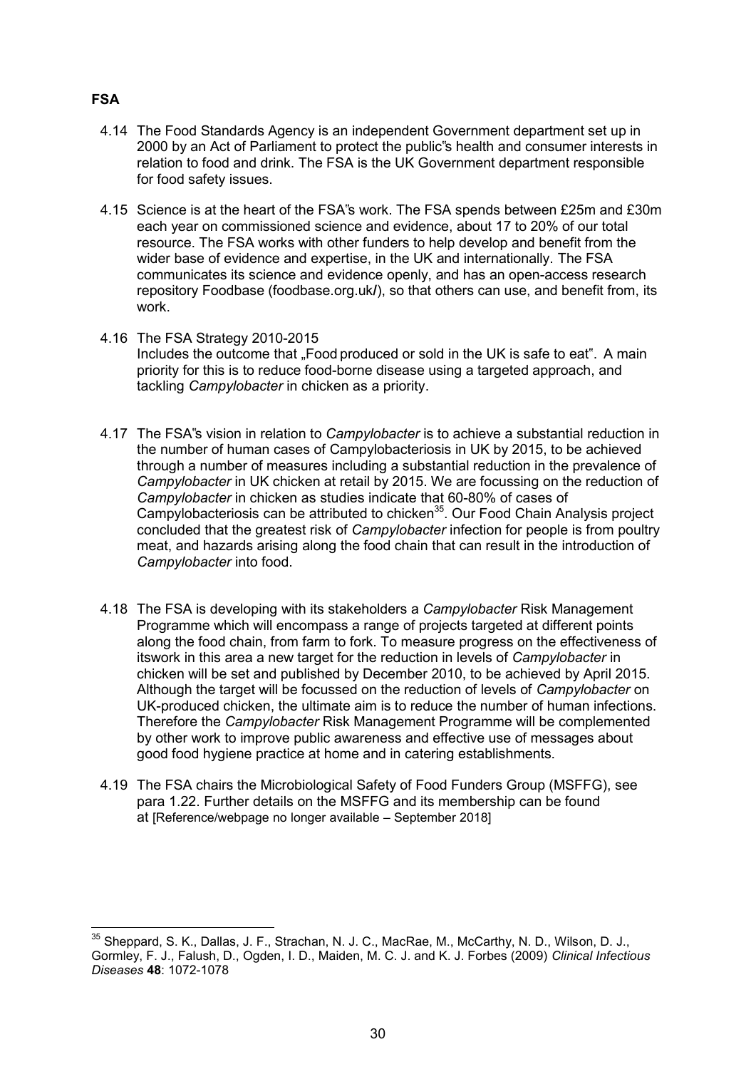**FSA**

4.14 The Food Standards Agency is an independent Government department set up in 2000 by an Act of Parliament to protect the public"s health and consumer interests in relation to food and drink. The FSA is the UK Government department responsible for food safety issues.

4.15 Science is at the heart of the FSA"s work. The FSA spends between £25m and £30m each year on commissioned science and evidence, about 17 to 20% of our total resource. The FSA works with other funders to help develop and benefit from the wider base of evidence and expertise, in the UK and internationally. The FSA communicates its science and evidence openly, and has an open-access research repository Foodbase (foodbase.org.uk/), so that others can use, and benefit from, its work.

4.16 The FSA Strategy 2010-2015
Includes the outcome that „Food produced or sold in the UK is safe to eat". A main priority for this is to reduce food-borne disease using a targeted approach, and tackling *Campylobacter* in chicken as a priority.

4.17 The FSA"s vision in relation to *Campylobacter* is to achieve a substantial reduction in the number of human cases of Campylobacteriosis in UK by 2015, to be achieved through a number of measures including a substantial reduction in the prevalence of *Campylobacter* in UK chicken at retail by 2015. We are focussing on the reduction of *Campylobacter* in chicken as studies indicate that 60-80% of cases of Campylobacteriosis can be attributed to chicken[35]. Our Food Chain Analysis project concluded that the greatest risk of *Campylobacter* infection for people is from poultry meat, and hazards arising along the food chain that can result in the introduction of *Campylobacter* into food.

4.18 The FSA is developing with its stakeholders a *Campylobacter* Risk Management Programme which will encompass a range of projects targeted at different points along the food chain, from farm to fork. To measure progress on the effectiveness of itswork in this area a new target for the reduction in levels of *Campylobacter* in chicken will be set and published by December 2010, to be achieved by April 2015. Although the target will be focussed on the reduction of levels of *Campylobacter* on UK-produced chicken, the ultimate aim is to reduce the number of human infections. Therefore the *Campylobacter* Risk Management Programme will be complemented by other work to improve public awareness and effective use of messages about good food hygiene practice at home and in catering establishments.

4.19 The FSA chairs the Microbiological Safety of Food Funders Group (MSFFG), see para 1.22. Further details on the MSFFG and its membership can be found at [Reference/webpage no longer available – September 2018]

---

[35] Sheppard, S. K., Dallas, J. F., Strachan, N. J. C., MacRae, M., McCarthy, N. D., Wilson, D. J., Gormley, F. J., Falush, D., Ogden, I. D., Maiden, M. C. J. and K. J. Forbes (2009) *Clinical Infectious Diseases* **48**: 1072-1078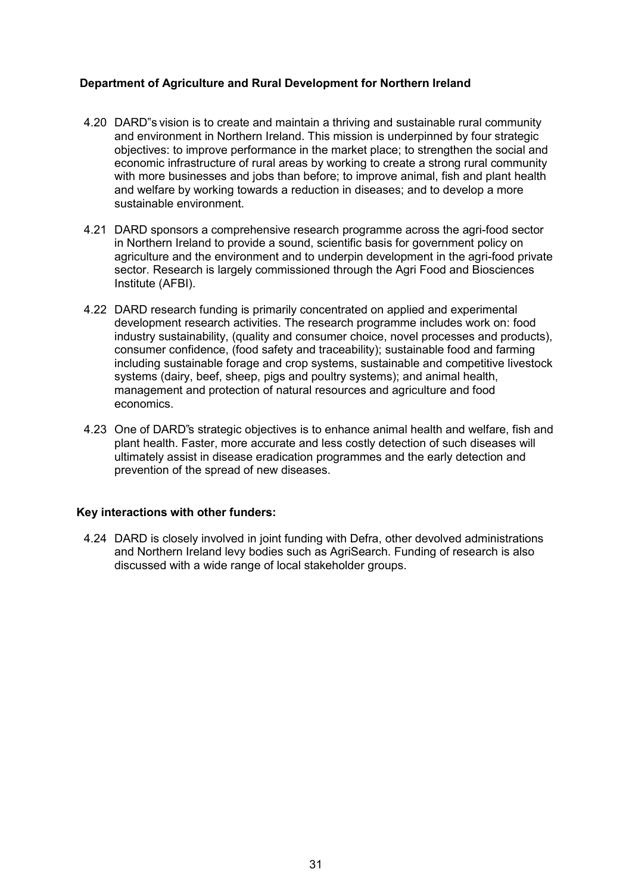**Department of Agriculture and Rural Development for Northern Ireland**

4.20 DARD"s vision is to create and maintain a thriving and sustainable rural community and environment in Northern Ireland. This mission is underpinned by four strategic objectives: to improve performance in the market place; to strengthen the social and economic infrastructure of rural areas by working to create a strong rural community with more businesses and jobs than before; to improve animal, fish and plant health and welfare by working towards a reduction in diseases; and to develop a more sustainable environment.

4.21 DARD sponsors a comprehensive research programme across the agri-food sector in Northern Ireland to provide a sound, scientific basis for government policy on agriculture and the environment and to underpin development in the agri-food private sector. Research is largely commissioned through the Agri Food and Biosciences Institute (AFBI).

4.22 DARD research funding is primarily concentrated on applied and experimental development research activities. The research programme includes work on: food industry sustainability, (quality and consumer choice, novel processes and products), consumer confidence, (food safety and traceability); sustainable food and farming including sustainable forage and crop systems, sustainable and competitive livestock systems (dairy, beef, sheep, pigs and poultry systems); and animal health, management and protection of natural resources and agriculture and food economics.

4.23 One of DARD"s strategic objectives is to enhance animal health and welfare, fish and plant health. Faster, more accurate and less costly detection of such diseases will ultimately assist in disease eradication programmes and the early detection and prevention of the spread of new diseases.

**Key interactions with other funders:**

4.24 DARD is closely involved in joint funding with Defra, other devolved administrations and Northern Ireland levy bodies such as AgriSearch. Funding of research is also discussed with a wide range of local stakeholder groups.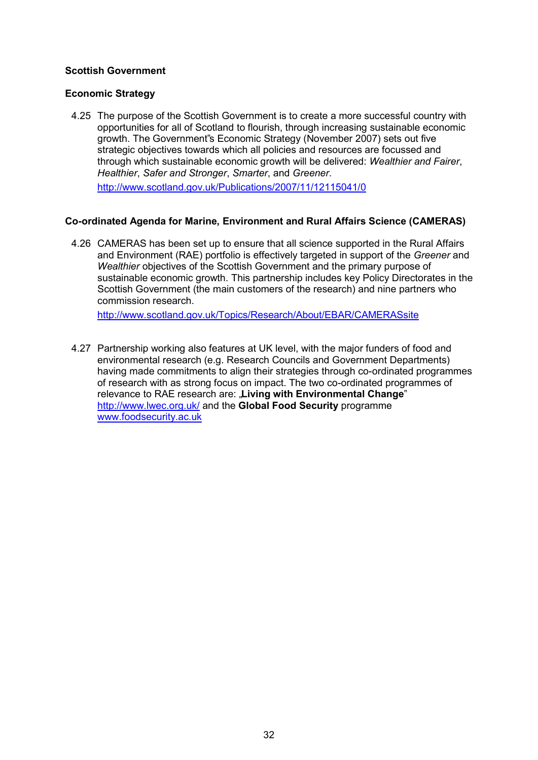**Scottish Government**

**Economic Strategy**

4.25 The purpose of the Scottish Government is to create a more successful country with opportunities for all of Scotland to flourish, through increasing sustainable economic growth. The Government‟s Economic Strategy (November 2007) sets out five strategic objectives towards which all policies and resources are focussed and through which sustainable economic growth will be delivered: *Wealthier and Fairer*, *Healthier*, *Safer and Stronger*, *Smarter*, and *Greener*.
http://www.scotland.gov.uk/Publications/2007/11/12115041/0

**Co-ordinated Agenda for Marine, Environment and Rural Affairs Science (CAMERAS)**

4.26 CAMERAS has been set up to ensure that all science supported in the Rural Affairs and Environment (RAE) portfolio is effectively targeted in support of the *Greener* and *Wealthier* objectives of the Scottish Government and the primary purpose of sustainable economic growth. This partnership includes key Policy Directorates in the Scottish Government (the main customers of the research) and nine partners who commission research.
http://www.scotland.gov.uk/Topics/Research/About/EBAR/CAMERASsite

4.27 Partnership working also features at UK level, with the major funders of food and environmental research (e.g. Research Councils and Government Departments) having made commitments to align their strategies through co-ordinated programmes of research with as strong focus on impact. The two co-ordinated programmes of relevance to RAE research are: „**Living with Environmental Change**‟ http://www.lwec.org.uk/ and the **Global Food Security** programme www.foodsecurity.ac.uk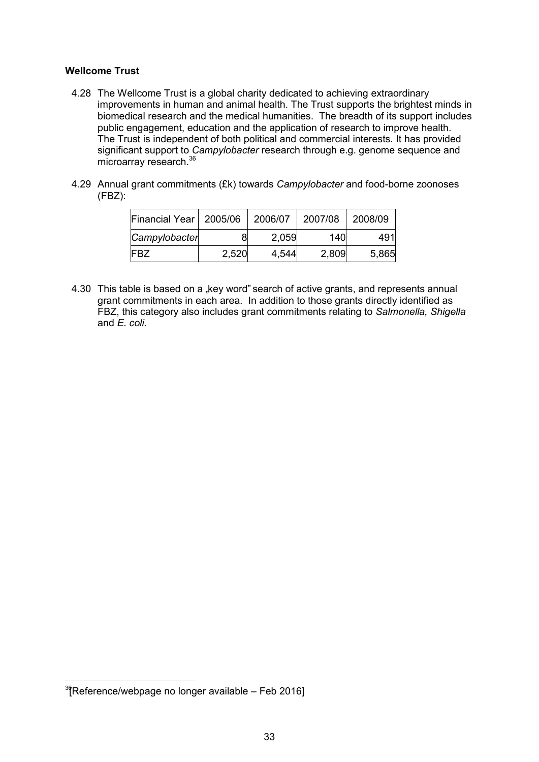**Wellcome Trust**

4.28 The Wellcome Trust is a global charity dedicated to achieving extraordinary improvements in human and animal health. The Trust supports the brightest minds in biomedical research and the medical humanities. The breadth of its support includes public engagement, education and the application of research to improve health. The Trust is independent of both political and commercial interests. It has provided significant support to *Campylobacter* research through e.g. genome sequence and microarray research.[36]

4.29 Annual grant commitments (£k) towards *Campylobacter* and food-borne zoonoses (FBZ):

| Financial Year | 2005/06 | 2006/07 | 2007/08 | 2008/09 |
|---|---|---|---|---|
| *Campylobacter* | 8 | 2,059 | 140 | 491 |
| FBZ | 2,520 | 4,544 | 2,809 | 5,865 |

4.30 This table is based on a „key word" search of active grants, and represents annual grant commitments in each area. In addition to those grants directly identified as FBZ, this category also includes grant commitments relating to *Salmonella, Shigella* and *E. coli.*

[36] [Reference/webpage no longer available – Feb 2016]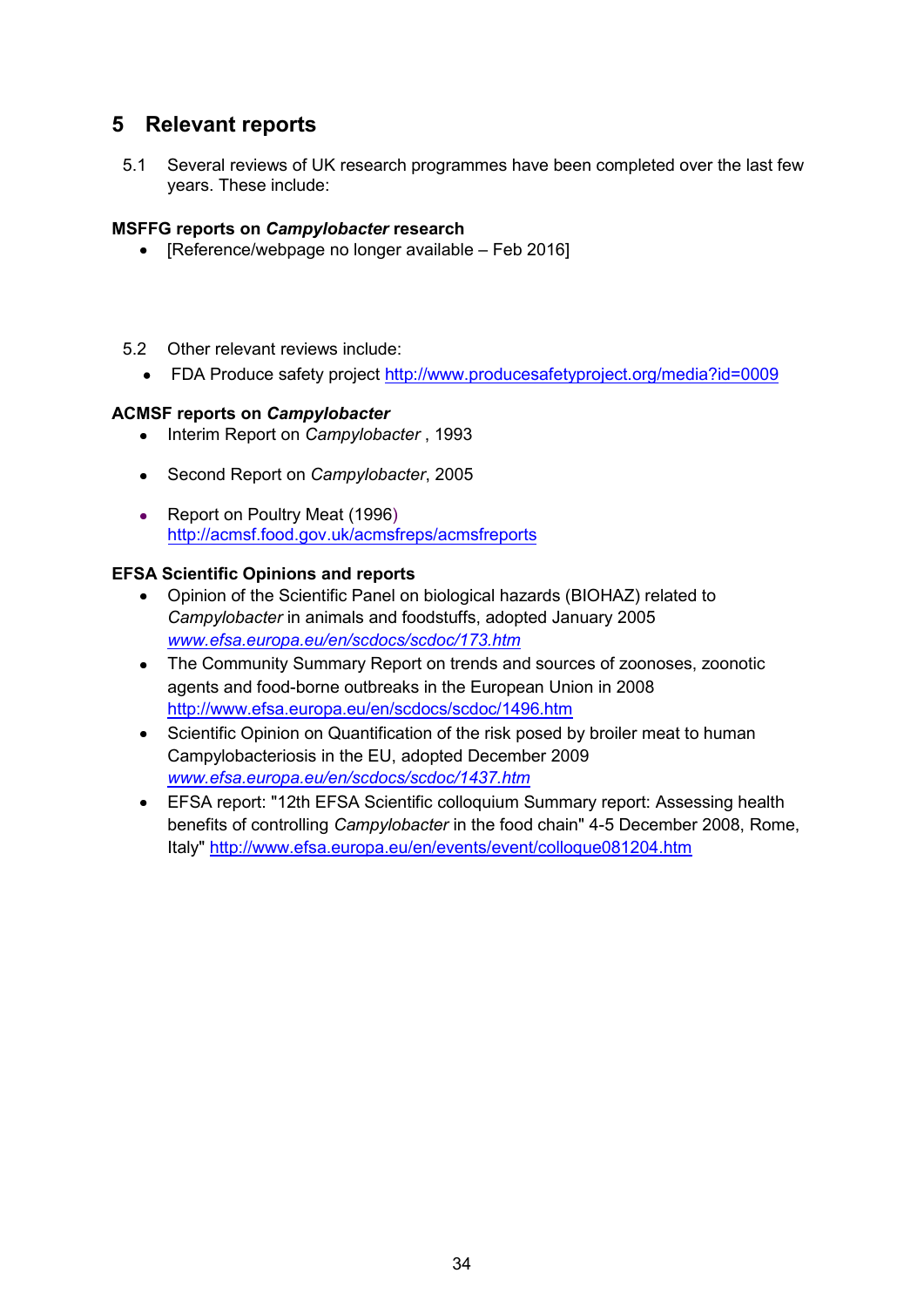# 5 Relevant reports

5.1 Several reviews of UK research programmes have been completed over the last few years. These include:

**MSFFG reports on *Campylobacter* research**

- [Reference/webpage no longer available – Feb 2016]

5.2 Other relevant reviews include:

- FDA Produce safety project http://www.producesafetyproject.org/media?id=0009

**ACMSF reports on *Campylobacter***

- Interim Report on *Campylobacter* , 1993
- Second Report on *Campylobacter*, 2005
- Report on Poultry Meat (1996) http://acmsf.food.gov.uk/acmsfreps/acmsfreports

**EFSA Scientific Opinions and reports**

- Opinion of the Scientific Panel on biological hazards (BIOHAZ) related to *Campylobacter* in animals and foodstuffs, adopted January 2005 *www.efsa.europa.eu/en/scdocs/scdoc/173.htm*
- The Community Summary Report on trends and sources of zoonoses, zoonotic agents and food-borne outbreaks in the European Union in 2008 http://www.efsa.europa.eu/en/scdocs/scdoc/1496.htm
- Scientific Opinion on Quantification of the risk posed by broiler meat to human Campylobacteriosis in the EU, adopted December 2009 *www.efsa.europa.eu/en/scdocs/scdoc/1437.htm*
- EFSA report: "12th EFSA Scientific colloquium Summary report: Assessing health benefits of controlling *Campylobacter* in the food chain" 4-5 December 2008, Rome, Italy" http://www.efsa.europa.eu/en/events/event/colloque081204.htm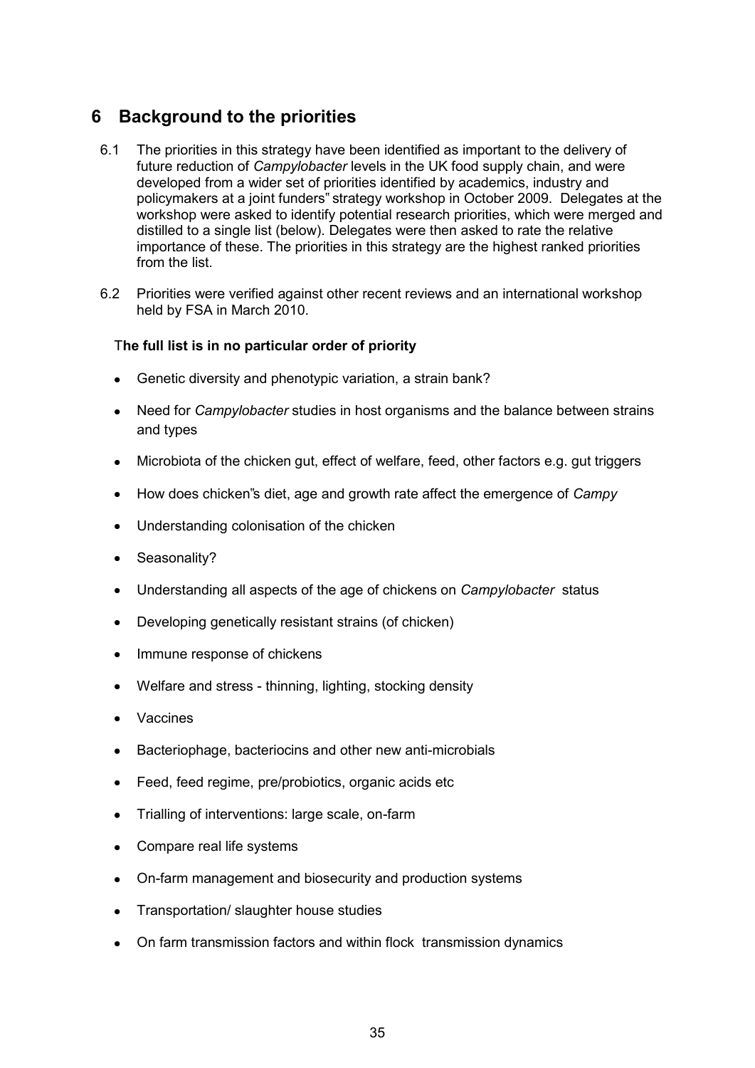# 6 Background to the priorities

6.1 The priorities in this strategy have been identified as important to the delivery of future reduction of *Campylobacter* levels in the UK food supply chain, and were developed from a wider set of priorities identified by academics, industry and policymakers at a joint funders" strategy workshop in October 2009. Delegates at the workshop were asked to identify potential research priorities, which were merged and distilled to a single list (below). Delegates were then asked to rate the relative importance of these. The priorities in this strategy are the highest ranked priorities from the list.

6.2 Priorities were verified against other recent reviews and an international workshop held by FSA in March 2010.

**The full list is in no particular order of priority**

- Genetic diversity and phenotypic variation, a strain bank?
- Need for *Campylobacter* studies in host organisms and the balance between strains and types
- Microbiota of the chicken gut, effect of welfare, feed, other factors e.g. gut triggers
- How does chicken"s diet, age and growth rate affect the emergence of *Campy*
- Understanding colonisation of the chicken
- Seasonality?
- Understanding all aspects of the age of chickens on *Campylobacter* status
- Developing genetically resistant strains (of chicken)
- Immune response of chickens
- Welfare and stress - thinning, lighting, stocking density
- Vaccines
- Bacteriophage, bacteriocins and other new anti-microbials
- Feed, feed regime, pre/probiotics, organic acids etc
- Trialling of interventions: large scale, on-farm
- Compare real life systems
- On-farm management and biosecurity and production systems
- Transportation/ slaughter house studies
- On farm transmission factors and within flock transmission dynamics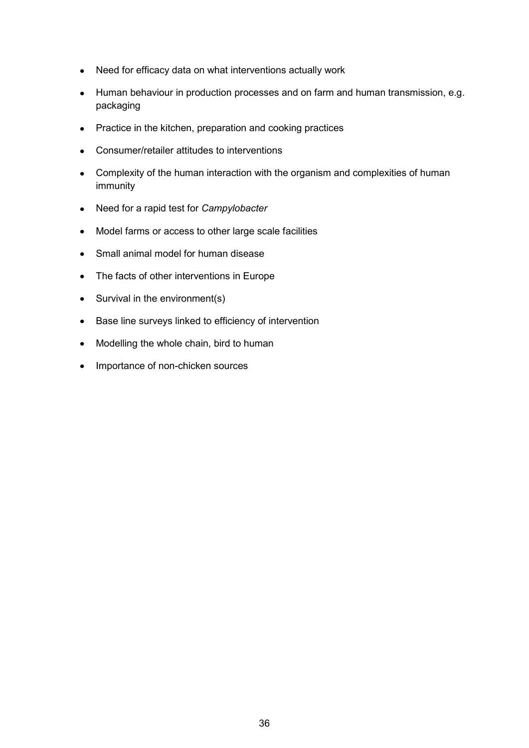- Need for efficacy data on what interventions actually work
- Human behaviour in production processes and on farm and human transmission, e.g. packaging
- Practice in the kitchen, preparation and cooking practices
- Consumer/retailer attitudes to interventions
- Complexity of the human interaction with the organism and complexities of human immunity
- Need for a rapid test for *Campylobacter*
- Model farms or access to other large scale facilities
- Small animal model for human disease
- The facts of other interventions in Europe
- Survival in the environment(s)
- Base line surveys linked to efficiency of intervention
- Modelling the whole chain, bird to human
- Importance of non-chicken sources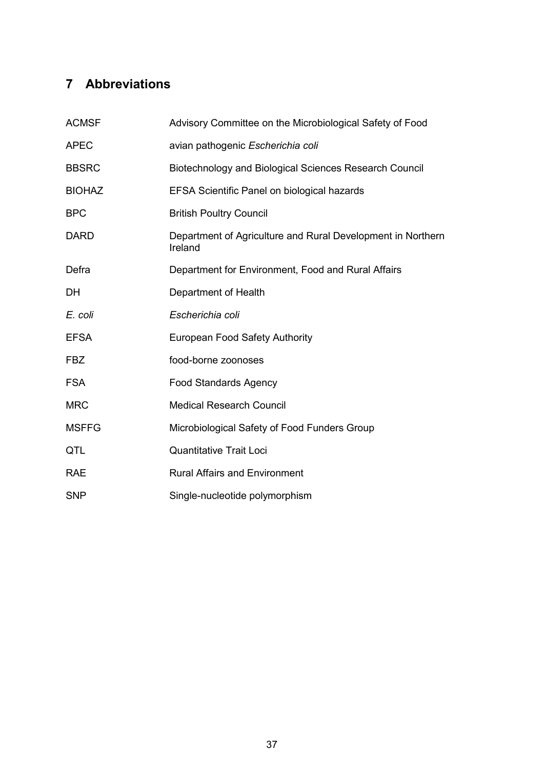# 7 Abbreviations

| | |
|---|---|
| ACMSF | Advisory Committee on the Microbiological Safety of Food |
| APEC | avian pathogenic *Escherichia coli* |
| BBSRC | Biotechnology and Biological Sciences Research Council |
| BIOHAZ | EFSA Scientific Panel on biological hazards |
| BPC | British Poultry Council |
| DARD | Department of Agriculture and Rural Development in Northern Ireland |
| Defra | Department for Environment, Food and Rural Affairs |
| DH | Department of Health |
| *E. coli* | *Escherichia coli* |
| EFSA | European Food Safety Authority |
| FBZ | food-borne zoonoses |
| FSA | Food Standards Agency |
| MRC | Medical Research Council |
| MSFFG | Microbiological Safety of Food Funders Group |
| QTL | Quantitative Trait Loci |
| RAE | Rural Affairs and Environment |
| SNP | Single-nucleotide polymorphism |